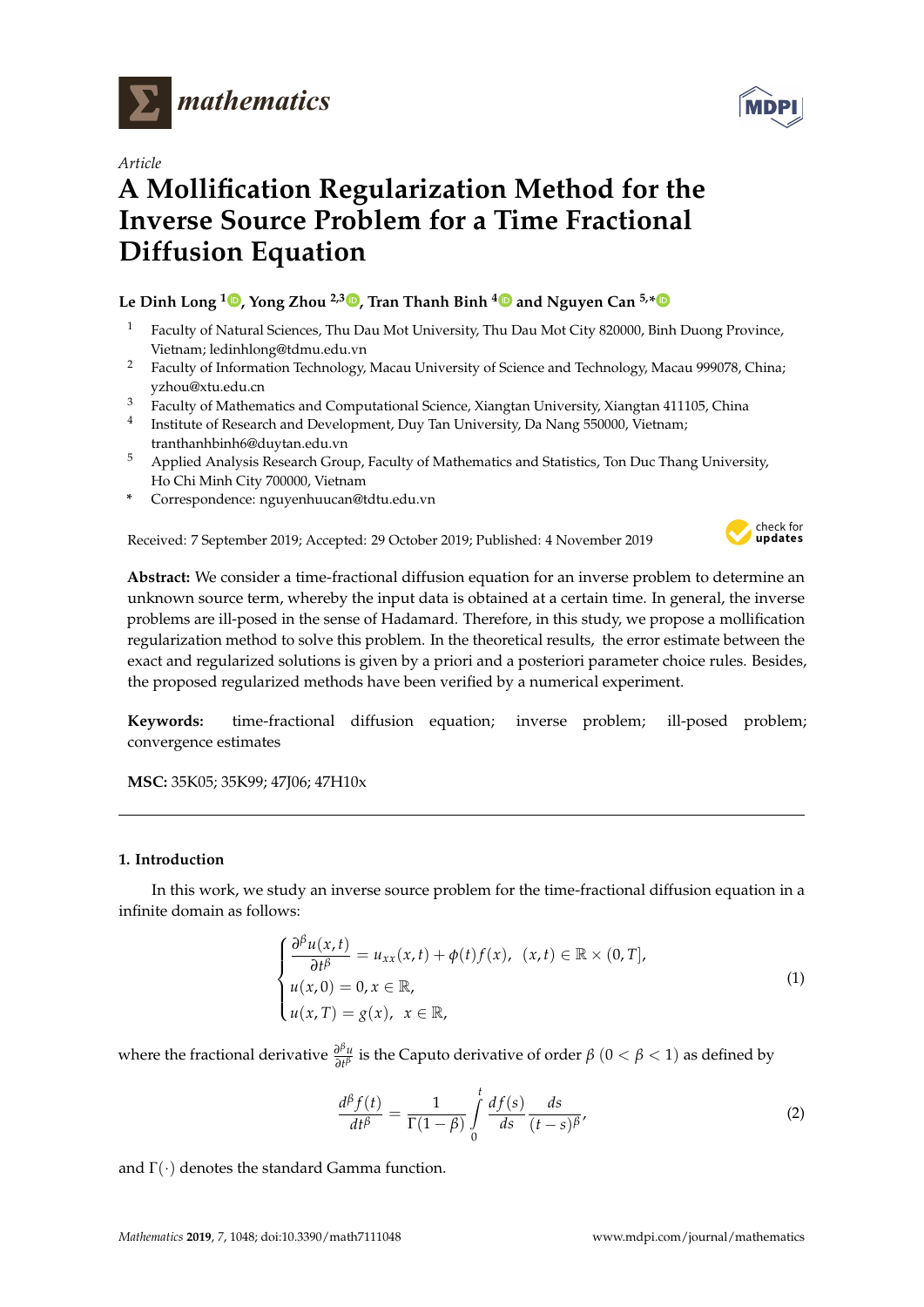*mathematics*

*Article*

# A Mollification Regularization Method for the Inverse Source Problem for a Time Fractional Diffusion Equation

**Le Dinh Long [1], Yong Zhou [2,3], Tran Thanh Binh [4] and Nguyen Can [5,*]**

1. Faculty of Natural Sciences, Thu Dau Mot University, Thu Dau Mot City 820000, Binh Duong Province, Vietnam; ledinhlong@tdmu.edu.vn
2. Faculty of Information Technology, Macau University of Science and Technology, Macau 999078, China; yzhou@xtu.edu.cn
3. Faculty of Mathematics and Computational Science, Xiangtan University, Xiangtan 411105, China
4. Institute of Research and Development, Duy Tan University, Da Nang 550000, Vietnam; tranthanhbinh6@duytan.edu.vn
5. Applied Analysis Research Group, Faculty of Mathematics and Statistics, Ton Duc Thang University, Ho Chi Minh City 700000, Vietnam

\* Correspondence: nguyenhuucan@tdtu.edu.vn

Received: 7 September 2019; Accepted: 29 October 2019; Published: 4 November 2019

**Abstract:** We consider a time-fractional diffusion equation for an inverse problem to determine an unknown source term, whereby the input data is obtained at a certain time. In general, the inverse problems are ill-posed in the sense of Hadamard. Therefore, in this study, we propose a mollification regularization method to solve this problem. In the theoretical results, the error estimate between the exact and regularized solutions is given by a priori and a posteriori parameter choice rules. Besides, the proposed regularized methods have been verified by a numerical experiment.

**Keywords:** time-fractional diffusion equation; inverse problem; ill-posed problem; convergence estimates

**MSC:** 35K05; 35K99; 47J06; 47H10x

## 1. Introduction

In this work, we study an inverse source problem for the time-fractional diffusion equation in a infinite domain as follows:

$$\begin{cases} \dfrac{\partial^\beta u(x,t)}{\partial t^\beta} = u_{xx}(x,t) + \phi(t)f(x), \ \ (x,t) \in \mathbb{R} \times (0,T], \\ u(x,0) = 0, x \in \mathbb{R}, \\ u(x,T) = g(x), \ \ x \in \mathbb{R}, \end{cases} \tag{1}$$

where the fractional derivative $\frac{\partial^\beta u}{\partial t^\beta}$ is the Caputo derivative of order $\beta$ $(0 < \beta < 1)$ as defined by

$$\frac{d^\beta f(t)}{dt^\beta} = \frac{1}{\Gamma(1-\beta)} \int_0^t \frac{df(s)}{ds} \frac{ds}{(t-s)^\beta}, \tag{2}$$

and $\Gamma(\cdot)$ denotes the standard Gamma function.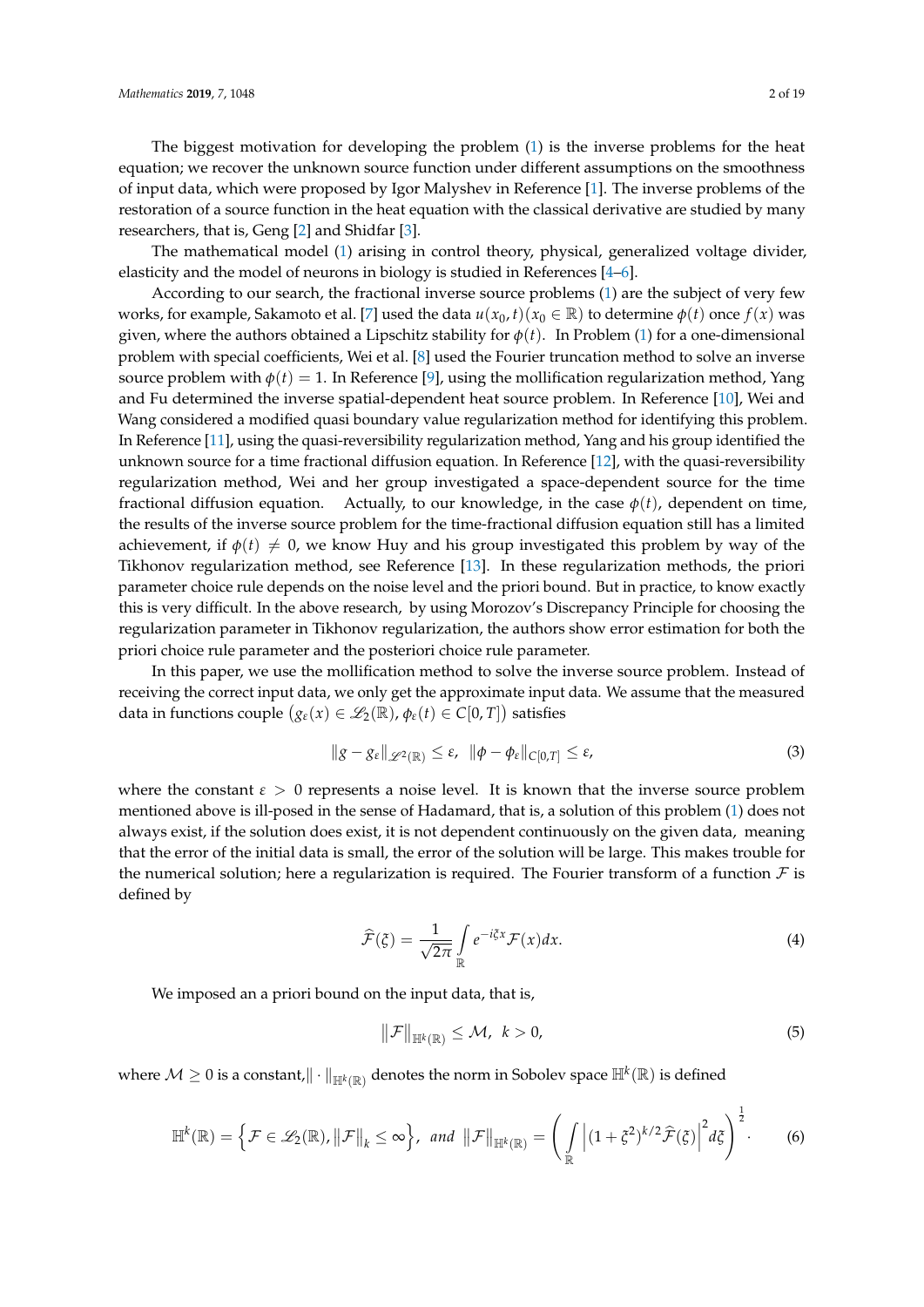The biggest motivation for developing the problem (1) is the inverse problems for the heat equation; we recover the unknown source function under different assumptions on the smoothness of input data, which were proposed by Igor Malyshev in Reference [1]. The inverse problems of the restoration of a source function in the heat equation with the classical derivative are studied by many researchers, that is, Geng [2] and Shidfar [3].

The mathematical model (1) arising in control theory, physical, generalized voltage divider, elasticity and the model of neurons in biology is studied in References [4–6].

According to our search, the fractional inverse source problems (1) are the subject of very few works, for example, Sakamoto et al. [7] used the data $u(x_0, t)(x_0 \in \mathbb{R})$ to determine $\phi(t)$ once $f(x)$ was given, where the authors obtained a Lipschitz stability for $\phi(t)$. In Problem (1) for a one-dimensional problem with special coefficients, Wei et al. [8] used the Fourier truncation method to solve an inverse source problem with $\phi(t) = 1$. In Reference [9], using the mollification regularization method, Yang and Fu determined the inverse spatial-dependent heat source problem. In Reference [10], Wei and Wang considered a modified quasi boundary value regularization method for identifying this problem. In Reference [11], using the quasi-reversibility regularization method, Yang and his group identified the unknown source for a time fractional diffusion equation. In Reference [12], with the quasi-reversibility regularization method, Wei and her group investigated a space-dependent source for the time fractional diffusion equation. Actually, to our knowledge, in the case $\phi(t)$, dependent on time, the results of the inverse source problem for the time-fractional diffusion equation still has a limited achievement, if $\phi(t) \neq 0$, we know Huy and his group investigated this problem by way of the Tikhonov regularization method, see Reference [13]. In these regularization methods, the priori parameter choice rule depends on the noise level and the priori bound. But in practice, to know exactly this is very difficult. In the above research, by using Morozov's Discrepancy Principle for choosing the regularization parameter in Tikhonov regularization, the authors show error estimation for both the priori choice rule parameter and the posteriori choice rule parameter.

In this paper, we use the mollification method to solve the inverse source problem. Instead of receiving the correct input data, we only get the approximate input data. We assume that the measured data in functions couple $\big(g_\varepsilon(x) \in \mathscr{L}_2(\mathbb{R}), \phi_\varepsilon(t) \in C[0,T]\big)$ satisfies

$$\|g - g_\varepsilon\|_{\mathscr{L}^2(\mathbb{R})} \leq \varepsilon, \;\; \|\phi - \phi_\varepsilon\|_{C[0,T]} \leq \varepsilon, \tag{3}$$

where the constant $\varepsilon > 0$ represents a noise level. It is known that the inverse source problem mentioned above is ill-posed in the sense of Hadamard, that is, a solution of this problem (1) does not always exist, if the solution does exist, it is not dependent continuously on the given data, meaning that the error of the initial data is small, the error of the solution will be large. This makes trouble for the numerical solution; here a regularization is required. The Fourier transform of a function $\mathcal{F}$ is defined by

$$\widehat{\mathcal{F}}(\xi) = \frac{1}{\sqrt{2\pi}} \int\limits_{\mathbb{R}} e^{-i\xi x} \mathcal{F}(x) dx. \tag{4}$$

We imposed an a priori bound on the input data, that is,

$$\big\|\mathcal{F}\big\|_{\mathbb{H}^k(\mathbb{R})} \leq \mathcal{M}, \;\; k > 0, \tag{5}$$

where $\mathcal{M} \geq 0$ is a constant, $\| \cdot \|_{\mathbb{H}^k(\mathbb{R})}$ denotes the norm in Sobolev space $\mathbb{H}^k(\mathbb{R})$ is defined

$$\mathbb{H}^k(\mathbb{R}) = \Big\{ \mathcal{F} \in \mathscr{L}_2(\mathbb{R}), \big\|\mathcal{F}\big\|_k \leq \infty \Big\}, \;\; and \;\; \big\|\mathcal{F}\big\|_{\mathbb{H}^k(\mathbb{R})} = \left( \int\limits_{\mathbb{R}} \Big| (1+\xi^2)^{k/2} \widehat{\mathcal{F}}(\xi) \Big|^2 d\xi \right)^{\frac{1}{2}}. \tag{6}$$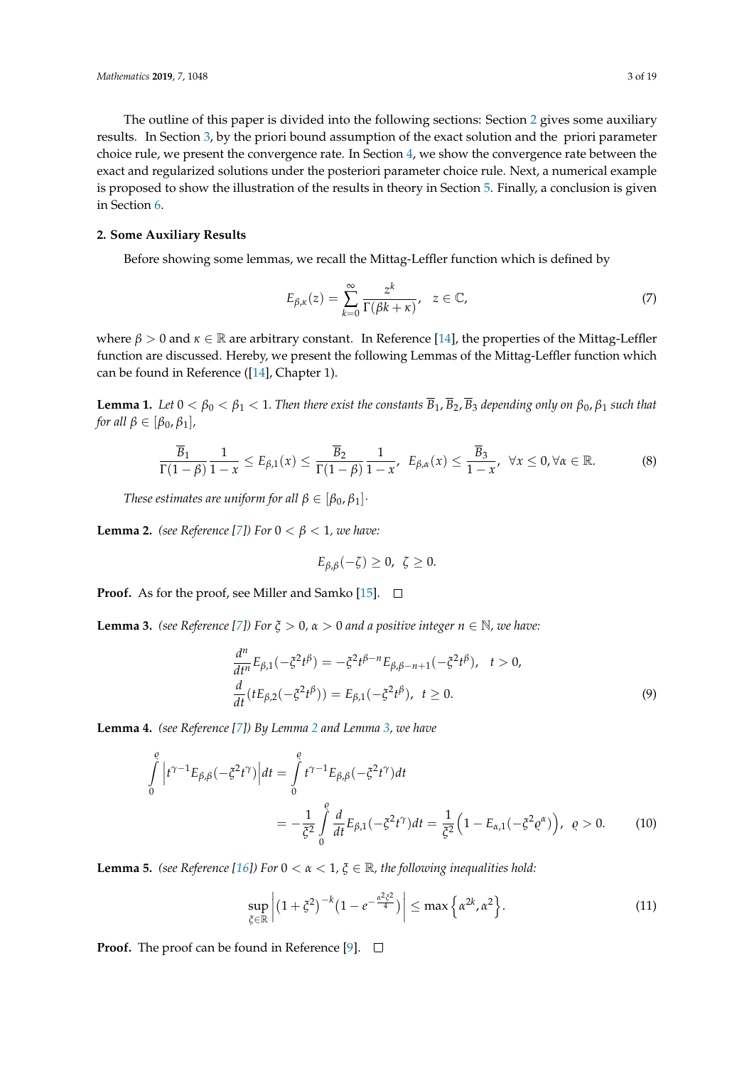The outline of this paper is divided into the following sections: Section 2 gives some auxiliary results. In Section 3, by the priori bound assumption of the exact solution and the priori parameter choice rule, we present the convergence rate. In Section 4, we show the convergence rate between the exact and regularized solutions under the posteriori parameter choice rule. Next, a numerical example is proposed to show the illustration of the results in theory in Section 5. Finally, a conclusion is given in Section 6.

## 2. Some Auxiliary Results

Before showing some lemmas, we recall the Mittag-Leffler function which is defined by

$$E_{\beta,\kappa}(z) = \sum_{k=0}^{\infty} \frac{z^k}{\Gamma(\beta k + \kappa)}, \quad z \in \mathbb{C}, \tag{7}$$

where $\beta > 0$ and $\kappa \in \mathbb{R}$ are arbitrary constant. In Reference [14], the properties of the Mittag-Leffler function are discussed. Hereby, we present the following Lemmas of the Mittag-Leffler function which can be found in Reference ([14], Chapter 1).

**Lemma 1.** *Let $0 < \beta_0 < \beta_1 < 1$. Then there exist the constants $\overline{B}_1, \overline{B}_2, \overline{B}_3$ depending only on $\beta_0, \beta_1$ such that for all $\beta \in [\beta_0, \beta_1]$,*

$$\frac{\overline{B}_1}{\Gamma(1-\beta)} \frac{1}{1-x} \le E_{\beta,1}(x) \le \frac{\overline{B}_2}{\Gamma(1-\beta)} \frac{1}{1-x}, \;\; E_{\beta,\alpha}(x) \le \frac{\overline{B}_3}{1-x}, \;\; \forall x \le 0, \forall \alpha \in \mathbb{R}. \tag{8}$$

*These estimates are uniform for all $\beta \in [\beta_0, \beta_1]$·*

**Lemma 2.** *(see Reference [7]) For $0 < \beta < 1$, we have:*

$$E_{\beta,\beta}(-\zeta) \ge 0, \;\; \zeta \ge 0.$$

**Proof.** As for the proof, see Miller and Samko [15]. □

**Lemma 3.** *(see Reference [7]) For $\xi > 0$, $\alpha > 0$ and a positive integer $n \in \mathbb{N}$, we have:*

$$\begin{aligned} &\frac{d^n}{dt^n} E_{\beta,1}(-\xi^2 t^\beta) = -\xi^2 t^{\beta - n} E_{\beta,\beta-n+1}(-\xi^2 t^\beta), \quad t > 0, \\ &\frac{d}{dt}(t E_{\beta,2}(-\xi^2 t^\beta)) = E_{\beta,1}(-\xi^2 t^\beta), \;\; t \ge 0. \end{aligned} \tag{9}$$

**Lemma 4.** *(see Reference [7]) By Lemma 2 and Lemma 3, we have*

$$\begin{aligned} \int_0^{\varrho} \left| t^{\gamma-1} E_{\beta,\beta}(-\xi^2 t^\gamma) \right| dt &= \int_0^{\varrho} t^{\gamma-1} E_{\beta,\beta}(-\xi^2 t^\gamma) dt \\ &= -\frac{1}{\xi^2} \int_0^{\varrho} \frac{d}{dt} E_{\beta,1}(-\xi^2 t^\gamma) dt = \frac{1}{\xi^2} \Big( 1 - E_{\alpha,1}(-\xi^2 \varrho^\alpha) \Big), \;\; \varrho > 0. \end{aligned} \tag{10}$$

**Lemma 5.** *(see Reference [16]) For $0 < \alpha < 1$, $\xi \in \mathbb{R}$, the following inequalities hold:*

$$\sup_{\xi \in \mathbb{R}} \left| \big(1 + \xi^2\big)^{-k} \big(1 - e^{-\frac{\alpha^2 \xi^2}{4}}\big) \right| \le \max\Big\{ \alpha^{2k}, \alpha^2 \Big\}. \tag{11}$$

**Proof.** The proof can be found in Reference [9]. □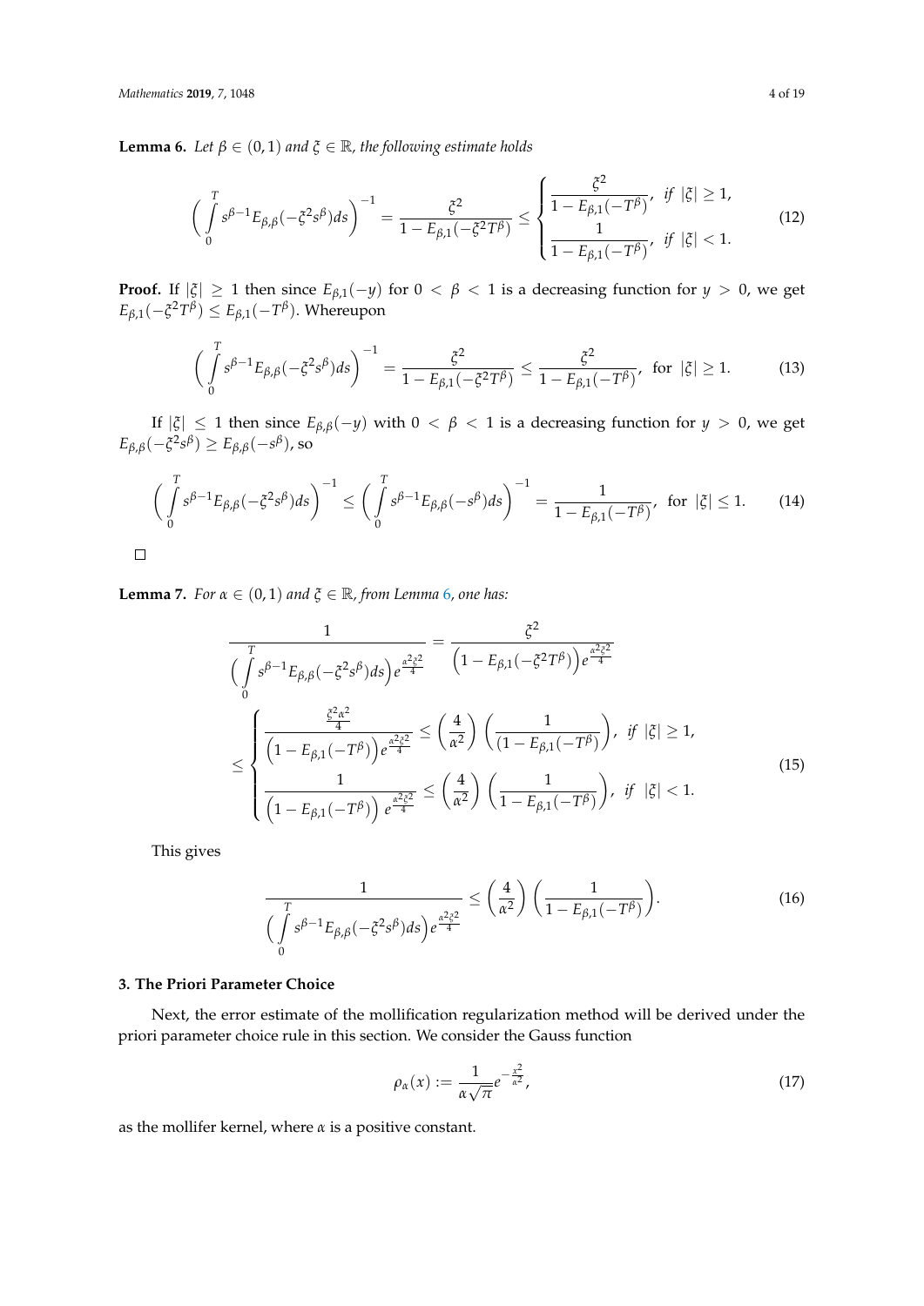**Lemma 6.** *Let $\beta \in (0,1)$ and $\xi \in \mathbb{R}$, the following estimate holds*

$$\left( \int_0^T s^{\beta-1} E_{\beta,\beta}(-\xi^2 s^\beta) ds \right)^{-1} = \frac{\xi^2}{1 - E_{\beta,1}(-\xi^2 T^\beta)} \leq \begin{cases} \dfrac{\xi^2}{1 - E_{\beta,1}(-T^\beta)}, & \text{if } |\xi| \geq 1, \\ \dfrac{1}{1 - E_{\beta,1}(-T^\beta)}, & \text{if } |\xi| < 1. \end{cases} \tag{12}$$

**Proof.** If $|\xi| \geq 1$ then since $E_{\beta,1}(-y)$ for $0 < \beta < 1$ is a decreasing function for $y > 0$, we get $E_{\beta,1}(-\xi^2 T^\beta) \leq E_{\beta,1}(-T^\beta)$. Whereupon

$$\left( \int_0^T s^{\beta-1} E_{\beta,\beta}(-\xi^2 s^\beta) ds \right)^{-1} = \frac{\xi^2}{1 - E_{\beta,1}(-\xi^2 T^\beta)} \leq \frac{\xi^2}{1 - E_{\beta,1}(-T^\beta)}, \text{ for } |\xi| \geq 1. \tag{13}$$

If $|\xi| \leq 1$ then since $E_{\beta,\beta}(-y)$ with $0 < \beta < 1$ is a decreasing function for $y > 0$, we get $E_{\beta,\beta}(-\xi^2 s^\beta) \geq E_{\beta,\beta}(-s^\beta)$, so

$$\left( \int_0^T s^{\beta-1} E_{\beta,\beta}(-\xi^2 s^\beta) ds \right)^{-1} \leq \left( \int_0^T s^{\beta-1} E_{\beta,\beta}(-s^\beta) ds \right)^{-1} = \frac{1}{1 - E_{\beta,1}(-T^\beta)}, \text{ for } |\xi| \leq 1. \tag{14}$$

□

**Lemma 7.** *For $\alpha \in (0,1)$ and $\xi \in \mathbb{R}$, from Lemma 6, one has:*

$$\begin{aligned} \frac{1}{\left( \int_0^T s^{\beta-1} E_{\beta,\beta}(-\xi^2 s^\beta) ds \right) e^{\frac{\alpha^2 \xi^2}{4}}} &= \frac{\xi^2}{\left(1 - E_{\beta,1}(-\xi^2 T^\beta)\right) e^{\frac{\alpha^2 \xi^2}{4}}} \\ &\leq \begin{cases} \dfrac{\frac{\xi^2 \alpha^2}{4}}{\left(1 - E_{\beta,1}(-T^\beta)\right) e^{\frac{\alpha^2 \xi^2}{4}}} \leq \left(\dfrac{4}{\alpha^2}\right) \left(\dfrac{1}{(1 - E_{\beta,1}(-T^\beta))}\right), & \text{if } |\xi| \geq 1, \\ \dfrac{1}{\left(1 - E_{\beta,1}(-T^\beta)\right) e^{\frac{\alpha^2 \xi^2}{4}}} \leq \left(\dfrac{4}{\alpha^2}\right) \left(\dfrac{1}{1 - E_{\beta,1}(-T^\beta)}\right), & \text{if } |\xi| < 1. \end{cases} \end{aligned} \tag{15}$$

This gives

$$\frac{1}{\left( \int_0^T s^{\beta-1} E_{\beta,\beta}(-\xi^2 s^\beta) ds \right) e^{\frac{\alpha^2 \xi^2}{4}}} \leq \left(\frac{4}{\alpha^2}\right) \left(\frac{1}{1 - E_{\beta,1}(-T^\beta)}\right). \tag{16}$$

## 3. The Priori Parameter Choice

Next, the error estimate of the mollification regularization method will be derived under the priori parameter choice rule in this section. We consider the Gauss function

$$\rho_\alpha(x) := \frac{1}{\alpha\sqrt{\pi}} e^{-\frac{x^2}{\alpha^2}}, \tag{17}$$

as the mollifer kernel, where $\alpha$ is a positive constant.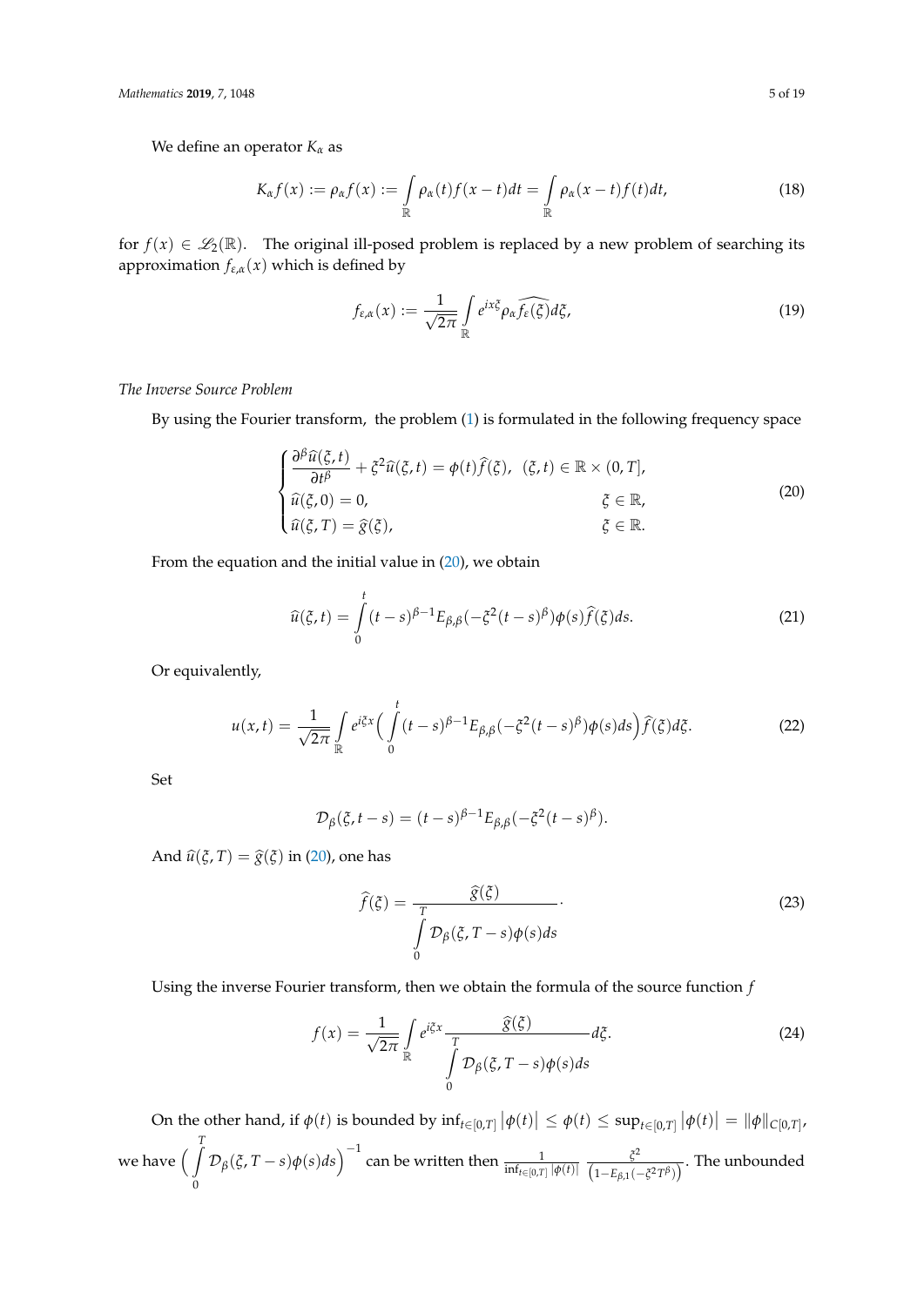We define an operator $K_\alpha$ as

$$K_\alpha f(x) := \rho_\alpha f(x) := \int_{\mathbb{R}} \rho_\alpha(t) f(x-t) dt = \int_{\mathbb{R}} \rho_\alpha(x-t) f(t) dt, \tag{18}$$

for $f(x) \in \mathscr{L}_2(\mathbb{R})$. The original ill-posed problem is replaced by a new problem of searching its approximation $f_{\varepsilon,\alpha}(x)$ which is defined by

$$f_{\varepsilon,\alpha}(x) := \frac{1}{\sqrt{2\pi}} \int_{\mathbb{R}} e^{ix\xi} \rho_\alpha \widehat{f_\varepsilon(\xi)} d\xi, \tag{19}$$

*The Inverse Source Problem*

By using the Fourier transform, the problem (1) is formulated in the following frequency space

$$\begin{cases} \dfrac{\partial^\beta \widehat{u}(\xi,t)}{\partial t^\beta} + \xi^2 \widehat{u}(\xi,t) = \phi(t)\widehat{f}(\xi), & (\xi,t) \in \mathbb{R} \times (0,T], \\ \widehat{u}(\xi,0) = 0, & \xi \in \mathbb{R}, \\ \widehat{u}(\xi,T) = \widehat{g}(\xi), & \xi \in \mathbb{R}. \end{cases} \tag{20}$$

From the equation and the initial value in (20), we obtain

$$\widehat{u}(\xi,t) = \int_0^t (t-s)^{\beta-1} E_{\beta,\beta}(-\xi^2(t-s)^\beta)\phi(s)\widehat{f}(\xi) ds. \tag{21}$$

Or equivalently,

$$u(x,t) = \frac{1}{\sqrt{2\pi}} \int_{\mathbb{R}} e^{i\xi x} \Big( \int_0^t (t-s)^{\beta-1} E_{\beta,\beta}(-\xi^2(t-s)^\beta)\phi(s) ds \Big) \widehat{f}(\xi) d\xi. \tag{22}$$

Set

$$\mathcal{D}_\beta(\xi, t-s) = (t-s)^{\beta-1} E_{\beta,\beta}(-\xi^2(t-s)^\beta).$$

And $\widehat{u}(\xi,T) = \widehat{g}(\xi)$ in (20), one has

$$\widehat{f}(\xi) = \frac{\widehat{g}(\xi)}{\int_0^T \mathcal{D}_\beta(\xi, T-s)\phi(s) ds}. \tag{23}$$

Using the inverse Fourier transform, then we obtain the formula of the source function $f$

$$f(x) = \frac{1}{\sqrt{2\pi}} \int_{\mathbb{R}} e^{i\xi x} \frac{\widehat{g}(\xi)}{\int_0^T \mathcal{D}_\beta(\xi, T-s)\phi(s) ds} d\xi. \tag{24}$$

On the other hand, if $\phi(t)$ is bounded by $\inf_{t\in[0,T]} |\phi(t)| \le \phi(t) \le \sup_{t\in[0,T]} |\phi(t)| = \|\phi\|_{C[0,T]}$, we have $\Big( \int_0^T \mathcal{D}_\beta(\xi, T-s)\phi(s) ds \Big)^{-1}$ can be written then $\frac{1}{\inf_{t\in[0,T]} |\phi(t)|} \frac{\xi^2}{\left(1 - E_{\beta,1}(-\xi^2 T^\beta)\right)}$. The unbounded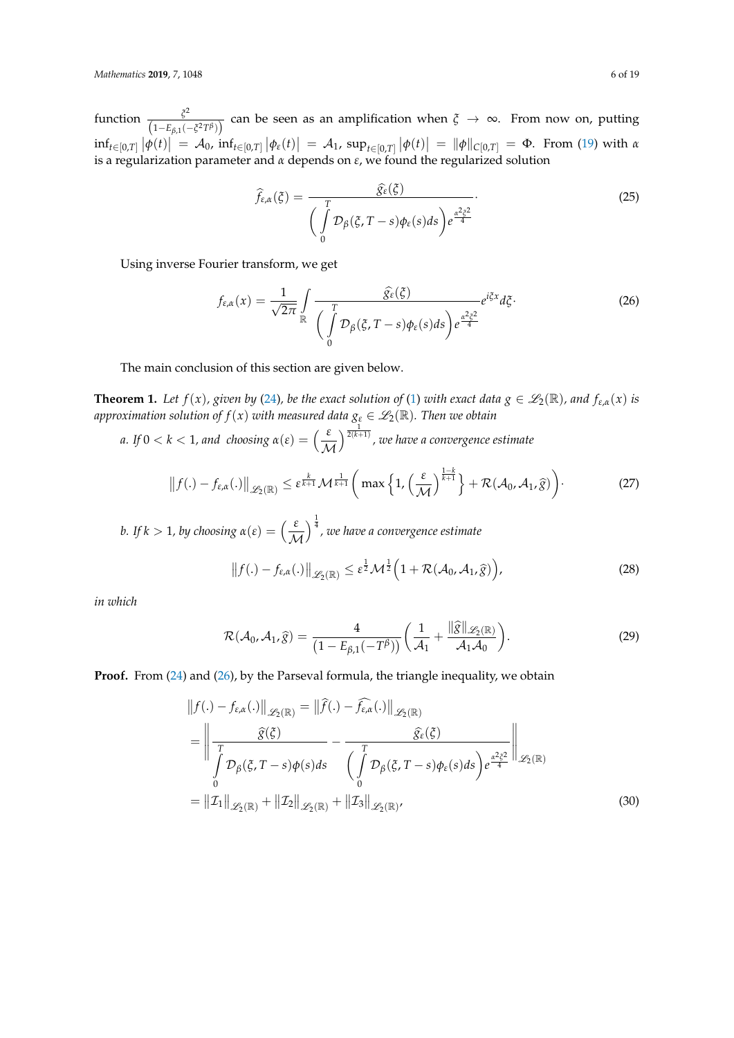function $\frac{\xi^2}{\left(1-E_{\beta,1}(-\xi^2 T^\beta)\right)}$ can be seen as an amplification when $\xi \to \infty$. From now on, putting $\inf_{t\in[0,T]} \left|\phi(t)\right| = \mathcal{A}_0$, $\inf_{t\in[0,T]} \left|\phi_\varepsilon(t)\right| = \mathcal{A}_1$, $\sup_{t\in[0,T]} \left|\phi(t)\right| = \|\phi\|_{C[0,T]} = \Phi$. From (19) with $\alpha$ is a regularization parameter and $\alpha$ depends on $\varepsilon$, we found the regularized solution

$$\widehat{f}_{\varepsilon,\alpha}(\xi) = \frac{\widehat{g}_\varepsilon(\xi)}{\left(\int\limits_0^T \mathcal{D}_\beta(\xi, T-s)\phi_\varepsilon(s)ds\right) e^{\frac{\alpha^2\xi^2}{4}}}. \tag{25}$$

Using inverse Fourier transform, we get

$$f_{\varepsilon,\alpha}(x) = \frac{1}{\sqrt{2\pi}} \int\limits_{\mathbb{R}} \frac{\widehat{g}_\varepsilon(\xi)}{\left(\int\limits_0^T \mathcal{D}_\beta(\xi, T-s)\phi_\varepsilon(s)ds\right) e^{\frac{\alpha^2\xi^2}{4}}} e^{i\xi x} d\xi. \tag{26}$$

The main conclusion of this section are given below.

**Theorem 1.** *Let $f(x)$, given by (24), be the exact solution of (1) with exact data $g \in \mathscr{L}_2(\mathbb{R})$, and $f_{\varepsilon,\alpha}(x)$ is approximation solution of $f(x)$ with measured data $g_\varepsilon \in \mathscr{L}_2(\mathbb{R})$. Then we obtain*

*a. If $0 < k < 1$, and choosing $\alpha(\varepsilon) = \left(\frac{\varepsilon}{\mathcal{M}}\right)^{\frac{1}{2(k+1)}}$, we have a convergence estimate*

$$\left\|f(.) - f_{\varepsilon,\alpha}(.)\right\|_{\mathscr{L}_2(\mathbb{R})} \le \varepsilon^{\frac{k}{k+1}} \mathcal{M}^{\frac{1}{k+1}} \left( \max\left\{1, \left(\frac{\varepsilon}{\mathcal{M}}\right)^{\frac{1-k}{k+1}}\right\} + \mathcal{R}(\mathcal{A}_0, \mathcal{A}_1, \widehat{g}) \right). \tag{27}$$

*b. If $k > 1$, by choosing $\alpha(\varepsilon) = \left(\frac{\varepsilon}{\mathcal{M}}\right)^{\frac{1}{4}}$, we have a convergence estimate*

$$\left\|f(.) - f_{\varepsilon,\alpha}(.)\right\|_{\mathscr{L}_2(\mathbb{R})} \le \varepsilon^{\frac{1}{2}} \mathcal{M}^{\frac{1}{2}} \left(1 + \mathcal{R}(\mathcal{A}_0, \mathcal{A}_1, \widehat{g})\right), \tag{28}$$

*in which*

$$\mathcal{R}(\mathcal{A}_0, \mathcal{A}_1, \widehat{g}) = \frac{4}{\left(1 - E_{\beta,1}(-T^\beta)\right)} \left( \frac{1}{\mathcal{A}_1} + \frac{\|\widehat{g}\|_{\mathscr{L}_2(\mathbb{R})}}{\mathcal{A}_1 \mathcal{A}_0} \right). \tag{29}$$

**Proof.** From (24) and (26), by the Parseval formula, the triangle inequality, we obtain

$$\begin{aligned}
&\left\|f(.) - f_{\varepsilon,\alpha}(.)\right\|_{\mathscr{L}_2(\mathbb{R})} = \left\|\widehat{f}(.) - \widehat{f_{\varepsilon,\alpha}}(.)\right\|_{\mathscr{L}_2(\mathbb{R})} \\
&= \left\| \frac{\widehat{g}(\xi)}{\int\limits_0^T \mathcal{D}_\beta(\xi, T-s)\phi(s)ds} - \frac{\widehat{g}_\varepsilon(\xi)}{\left(\int\limits_0^T \mathcal{D}_\beta(\xi, T-s)\phi_\varepsilon(s)ds\right) e^{\frac{\alpha^2\xi^2}{4}}} \right\|_{\mathscr{L}_2(\mathbb{R})} \\
&= \left\|\mathcal{I}_1\right\|_{\mathscr{L}_2(\mathbb{R})} + \left\|\mathcal{I}_2\right\|_{\mathscr{L}_2(\mathbb{R})} + \left\|\mathcal{I}_3\right\|_{\mathscr{L}_2(\mathbb{R})},
\end{aligned} \tag{30}$$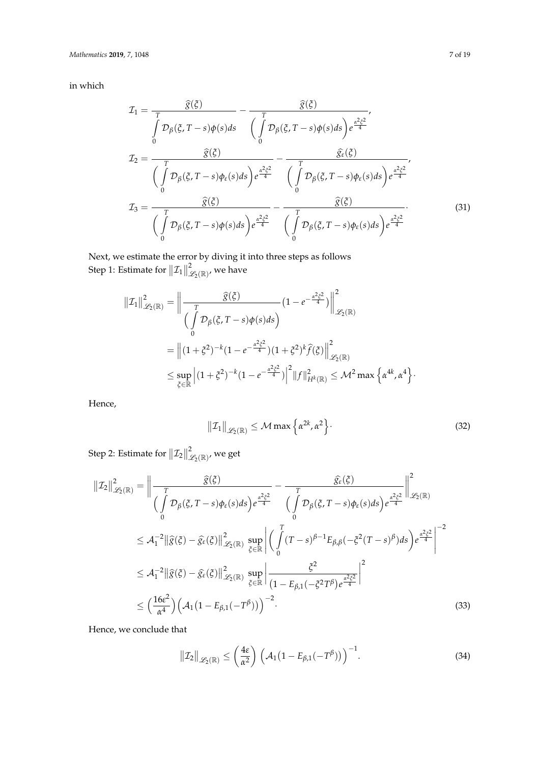in which

$$
\begin{aligned}
\mathcal{I}_1 &= \frac{\widehat{g}(\xi)}{\int\limits_0^T \mathcal{D}_\beta(\xi, T-s)\phi(s)ds} - \frac{\widehat{g}(\xi)}{\Big(\int\limits_0^T \mathcal{D}_\beta(\xi, T-s)\phi(s)ds\Big)e^{\frac{\alpha^2\xi^2}{4}}},\\
\mathcal{I}_2 &= \frac{\widehat{g}(\xi)}{\Big(\int\limits_0^T \mathcal{D}_\beta(\xi, T-s)\phi_\varepsilon(s)ds\Big)e^{\frac{\alpha^2\xi^2}{4}}} - \frac{\widehat{g}_\varepsilon(\xi)}{\Big(\int\limits_0^T \mathcal{D}_\beta(\xi, T-s)\phi_\varepsilon(s)ds\Big)e^{\frac{\alpha^2\xi^2}{4}}},\\
\mathcal{I}_3 &= \frac{\widehat{g}(\xi)}{\Big(\int\limits_0^T \mathcal{D}_\beta(\xi, T-s)\phi(s)ds\Big)e^{\frac{\alpha^2\xi^2}{4}}} - \frac{\widehat{g}(\xi)}{\Big(\int\limits_0^T \mathcal{D}_\beta(\xi, T-s)\phi_\varepsilon(s)ds\Big)e^{\frac{\alpha^2\xi^2}{4}}}.
\end{aligned} \tag{31}
$$

Next, we estimate the error by diving it into three steps as follows

Step 1: Estimate for $\big\|\mathcal{I}_1\big\|^2_{\mathscr{L}_2(\mathbb{R})}$, we have

$$
\begin{aligned}
\big\|\mathcal{I}_1\big\|^2_{\mathscr{L}_2(\mathbb{R})} &= \left\| \frac{\widehat{g}(\xi)}{\Big(\int\limits_0^T \mathcal{D}_\beta(\xi, T-s)\phi(s)ds\Big)} \big(1 - e^{-\frac{\alpha^2\xi^2}{4}}\big) \right\|^2_{\mathscr{L}_2(\mathbb{R})}\\
&= \left\| (1+\xi^2)^{-k}(1 - e^{-\frac{\alpha^2\xi^2}{4}})(1+\xi^2)^k \widehat{f}(\xi) \right\|^2_{\mathscr{L}_2(\mathbb{R})}\\
&\leq \sup_{\xi\in\mathbb{R}} \left| (1+\xi^2)^{-k}(1 - e^{-\frac{\alpha^2\xi^2}{4}}) \right|^2 \|f\|^2_{H^k(\mathbb{R})} \leq \mathcal{M}^2 \max\Big\{\alpha^{4k}, \alpha^4\Big\}.
\end{aligned}
$$

Hence,

$$
\big\|\mathcal{I}_1\big\|_{\mathscr{L}_2(\mathbb{R})} \leq \mathcal{M} \max\Big\{\alpha^{2k}, \alpha^2\Big\}. \tag{32}
$$

Step 2: Estimate for $\big\|\mathcal{I}_2\big\|^2_{\mathscr{L}_2(\mathbb{R})}$, we get

$$
\begin{aligned}
\big\|\mathcal{I}_2\big\|^2_{\mathscr{L}_2(\mathbb{R})} &= \left\| \frac{\widehat{g}(\xi)}{\Big(\int\limits_0^T \mathcal{D}_\beta(\xi, T-s)\phi_\varepsilon(s)ds\Big)e^{\frac{\alpha^2\xi^2}{4}}} - \frac{\widehat{g}_\varepsilon(\xi)}{\Big(\int\limits_0^T \mathcal{D}_\beta(\xi, T-s)\phi_\varepsilon(s)ds\Big)e^{\frac{\alpha^2\xi^2}{4}}} \right\|^2_{\mathscr{L}_2(\mathbb{R})}\\
&\leq \mathcal{A}_1^{-2} \big\|\widehat{g}(\xi) - \widehat{g}_\varepsilon(\xi)\big\|^2_{\mathscr{L}_2(\mathbb{R})} \sup_{\xi\in\mathbb{R}} \left| \Big(\int\limits_0^T (T-s)^{\beta-1} E_{\beta,\beta}(-\xi^2(T-s)^\beta)ds\Big) e^{\frac{\alpha^2\xi^2}{4}} \right|^{-2}\\
&\leq \mathcal{A}_1^{-2} \big\|\widehat{g}(\xi) - \widehat{g}_\varepsilon(\xi)\big\|^2_{\mathscr{L}_2(\mathbb{R})} \sup_{\xi\in\mathbb{R}} \left| \frac{\xi^2}{\big(1 - E_{\beta,1}(-\xi^2 T^\beta\big) e^{\frac{\alpha^2\xi^2}{4}}} \right|^2\\
&\leq \Big(\frac{16\varepsilon^2}{\alpha^4}\Big) \Big(\mathcal{A}_1\big(1 - E_{\beta,1}(-T^\beta)\big)\Big)^{-2}.
\end{aligned} \tag{33}
$$

Hence, we conclude that

$$
\big\|\mathcal{I}_2\big\|_{\mathscr{L}_2(\mathbb{R})} \leq \Big(\frac{4\varepsilon}{\alpha^2}\Big) \Big(\mathcal{A}_1\big(1 - E_{\beta,1}(-T^\beta)\big)\Big)^{-1}. \tag{34}
$$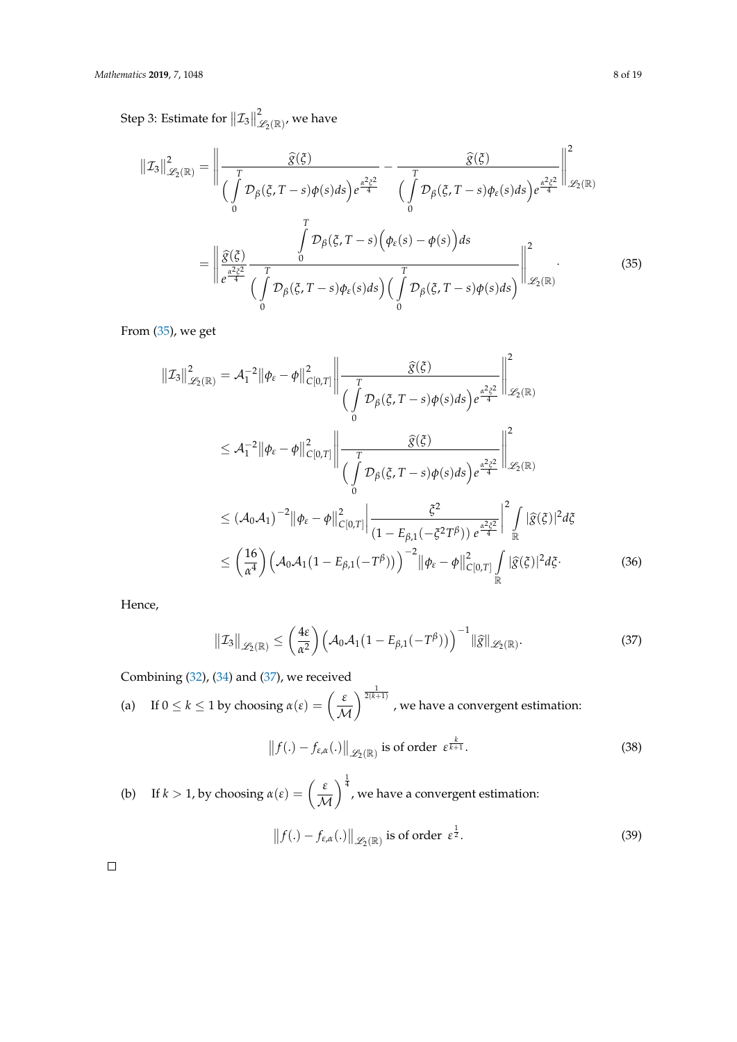Step 3: Estimate for $\|\mathcal{I}_3\|^2_{\mathscr{L}_2(\mathbb{R})}$, we have

$$\begin{aligned}
\|\mathcal{I}_3\|^2_{\mathscr{L}_2(\mathbb{R})} &= \left\| \frac{\widehat{g}(\xi)}{\Big(\int\limits_0^T \mathcal{D}_\beta(\xi, T-s)\phi(s)ds\Big) e^{\frac{\alpha^2\xi^2}{4}}} - \frac{\widehat{g}(\xi)}{\Big(\int\limits_0^T \mathcal{D}_\beta(\xi, T-s)\phi_\varepsilon(s)ds\Big) e^{\frac{\alpha^2\xi^2}{4}}} \right\|^2_{\mathscr{L}_2(\mathbb{R})} \\
&= \left\| \frac{\widehat{g}(\xi)}{e^{\frac{\alpha^2\xi^2}{4}}} \frac{\int\limits_0^T \mathcal{D}_\beta(\xi, T-s)\Big(\phi_\varepsilon(s) - \phi(s)\Big)ds}{\Big(\int\limits_0^T \mathcal{D}_\beta(\xi, T-s)\phi_\varepsilon(s)ds\Big)\Big(\int\limits_0^T \mathcal{D}_\beta(\xi, T-s)\phi(s)ds\Big)} \right\|^2_{\mathscr{L}_2(\mathbb{R})}.
\end{aligned} \tag{35}$$

From (35), we get

$$\begin{aligned}
\|\mathcal{I}_3\|^2_{\mathscr{L}_2(\mathbb{R})} &= \mathcal{A}_1^{-2}\|\phi_\varepsilon - \phi\|^2_{C[0,T]} \left\| \frac{\widehat{g}(\xi)}{\Big(\int\limits_0^T \mathcal{D}_\beta(\xi, T-s)\phi(s)ds\Big) e^{\frac{\alpha^2\xi^2}{4}}} \right\|^2_{\mathscr{L}_2(\mathbb{R})} \\
&\leq \mathcal{A}_1^{-2}\|\phi_\varepsilon - \phi\|^2_{C[0,T]} \left\| \frac{\widehat{g}(\xi)}{\Big(\int\limits_0^T \mathcal{D}_\beta(\xi, T-s)\phi(s)ds\Big) e^{\frac{\alpha^2\xi^2}{4}}} \right\|^2_{\mathscr{L}_2(\mathbb{R})} \\
&\leq (\mathcal{A}_0\mathcal{A}_1)^{-2}\|\phi_\varepsilon - \phi\|^2_{C[0,T]} \left| \frac{\xi^2}{(1 - E_{\beta,1}(-\xi^2 T^\beta))\, e^{\frac{\alpha^2\xi^2}{4}}} \right|^2 \int\limits_{\mathbb{R}} |\widehat{g}(\xi)|^2 d\xi \\
&\leq \left(\frac{16}{\alpha^4}\right)\Big(\mathcal{A}_0\mathcal{A}_1\big(1 - E_{\beta,1}(-T^\beta)\big)\Big)^{-2}\|\phi_\varepsilon - \phi\|^2_{C[0,T]} \int\limits_{\mathbb{R}} |\widehat{g}(\xi)|^2 d\xi.
\end{aligned} \tag{36}$$

Hence,

$$\|\mathcal{I}_3\|_{\mathscr{L}_2(\mathbb{R})} \leq \left(\frac{4\varepsilon}{\alpha^2}\right)\Big(\mathcal{A}_0\mathcal{A}_1\big(1 - E_{\beta,1}(-T^\beta)\big)\Big)^{-1}\|\widehat{g}\|_{\mathscr{L}_2(\mathbb{R})}. \tag{37}$$

Combining (32), (34) and (37), we received

(a) If $0 \leq k \leq 1$ by choosing $\alpha(\varepsilon) = \left(\frac{\varepsilon}{\mathcal{M}}\right)^{\frac{1}{2(k+1)}}$, we have a convergent estimation:

$$\|f(.) - f_{\varepsilon,\alpha}(.)\|_{\mathscr{L}_2(\mathbb{R})} \text{ is of order } \varepsilon^{\frac{k}{k+1}}. \tag{38}$$

(b) If $k > 1$, by choosing $\alpha(\varepsilon) = \left(\frac{\varepsilon}{\mathcal{M}}\right)^{\frac{1}{4}}$, we have a convergent estimation:

$$\|f(.) - f_{\varepsilon,\alpha}(.)\|_{\mathscr{L}_2(\mathbb{R})} \text{ is of order } \varepsilon^{\frac{1}{2}}. \tag{39}$$

□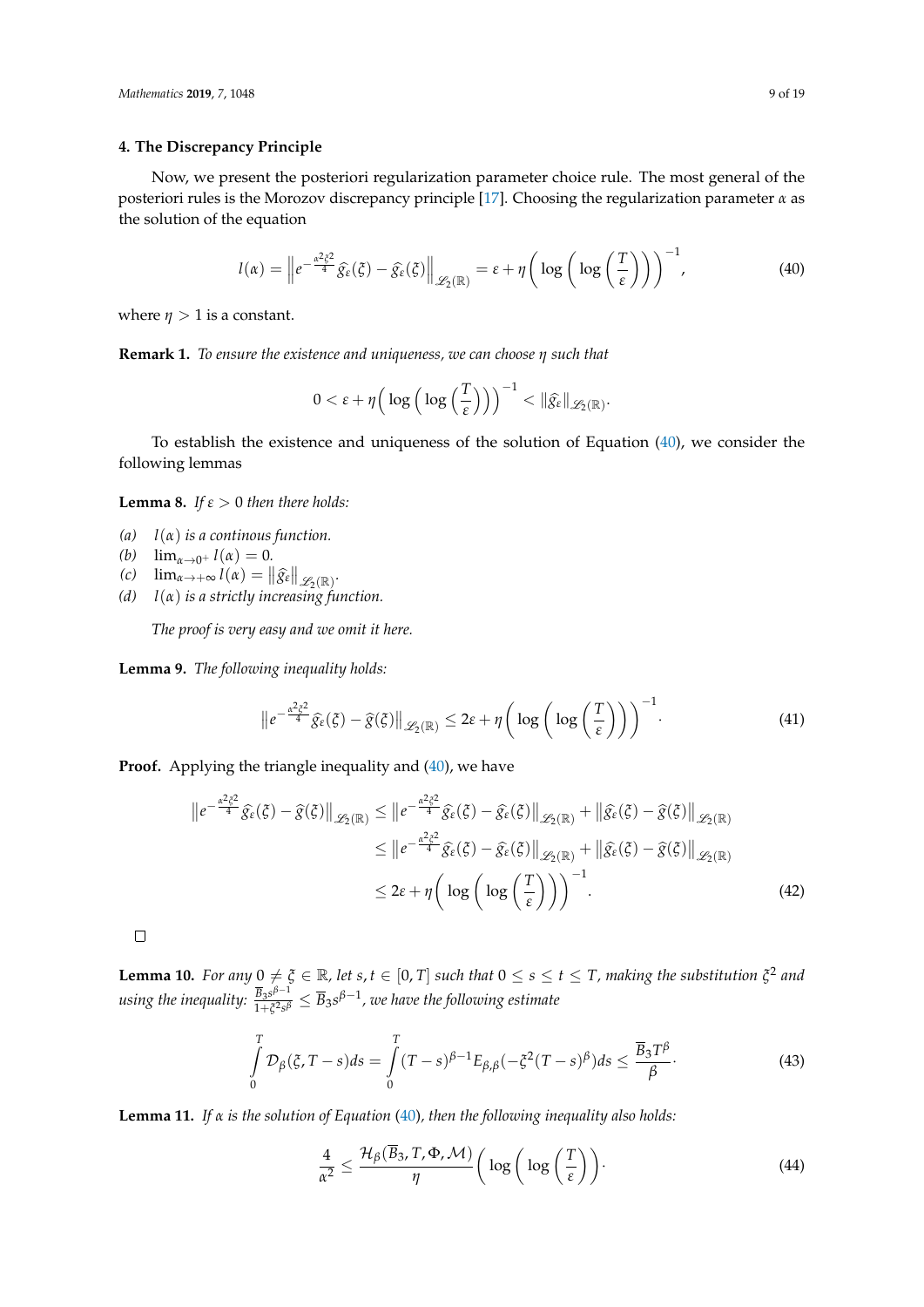## 4. The Discrepancy Principle

Now, we present the posteriori regularization parameter choice rule. The most general of the posteriori rules is the Morozov discrepancy principle [17]. Choosing the regularization parameter $\alpha$ as the solution of the equation

$$l(\alpha) = \left\| e^{-\frac{\alpha^2 \xi^2}{4}} \widehat{g}_\varepsilon(\xi) - \widehat{g}_\varepsilon(\xi) \right\|_{\mathscr{L}_2(\mathbb{R})} = \varepsilon + \eta \left( \log \left( \log \left( \frac{T}{\varepsilon} \right) \right) \right)^{-1}, \tag{40}$$

where $\eta > 1$ is a constant.

**Remark 1.** *To ensure the existence and uniqueness, we can choose $\eta$ such that*

$$0 < \varepsilon + \eta \left( \log \left( \log \left( \frac{T}{\varepsilon} \right) \right) \right)^{-1} < \| \widehat{g}_\varepsilon \|_{\mathscr{L}_2(\mathbb{R})}.$$

To establish the existence and uniqueness of the solution of Equation (40), we consider the following lemmas

**Lemma 8.** *If $\varepsilon > 0$ then there holds:*

*(a)* $l(\alpha)$ *is a continous function.*
*(b)* $\lim_{\alpha \to 0^+} l(\alpha) = 0$.
*(c)* $\lim_{\alpha \to +\infty} l(\alpha) = \| \widehat{g}_\varepsilon \|_{\mathscr{L}_2(\mathbb{R})}$.
*(d)* $l(\alpha)$ *is a strictly increasing function.*

*The proof is very easy and we omit it here.*

**Lemma 9.** *The following inequality holds:*

$$\left\| e^{-\frac{\alpha^2 \xi^2}{4}} \widehat{g}_\varepsilon(\xi) - \widehat{g}(\xi) \right\|_{\mathscr{L}_2(\mathbb{R})} \le 2\varepsilon + \eta \left( \log \left( \log \left( \frac{T}{\varepsilon} \right) \right) \right)^{-1}. \tag{41}$$

**Proof.** Applying the triangle inequality and (40), we have

$$\begin{aligned}
\left\| e^{-\frac{\alpha^2 \xi^2}{4}} \widehat{g}_\varepsilon(\xi) - \widehat{g}(\xi) \right\|_{\mathscr{L}_2(\mathbb{R})} &\le \left\| e^{-\frac{\alpha^2 \xi^2}{4}} \widehat{g}_\varepsilon(\xi) - \widehat{g}_\varepsilon(\xi) \right\|_{\mathscr{L}_2(\mathbb{R})} + \left\| \widehat{g}_\varepsilon(\xi) - \widehat{g}(\xi) \right\|_{\mathscr{L}_2(\mathbb{R})} \\
&\le \left\| e^{-\frac{\alpha^2 \xi^2}{4}} \widehat{g}_\varepsilon(\xi) - \widehat{g}_\varepsilon(\xi) \right\|_{\mathscr{L}_2(\mathbb{R})} + \left\| \widehat{g}_\varepsilon(\xi) - \widehat{g}(\xi) \right\|_{\mathscr{L}_2(\mathbb{R})} \\
&\le 2\varepsilon + \eta \left( \log \left( \log \left( \frac{T}{\varepsilon} \right) \right) \right)^{-1}.
\end{aligned} \tag{42}$$

□

**Lemma 10.** *For any $0 \ne \xi \in \mathbb{R}$, let $s, t \in [0, T]$ such that $0 \le s \le t \le T$, making the substitution $\xi^2$ and using the inequality: $\frac{\overline{B}_3 s^{\beta-1}}{1+\xi^2 s^\beta} \le \overline{B}_3 s^{\beta-1}$, we have the following estimate*

$$\int_0^T \mathcal{D}_\beta(\xi, T-s) ds = \int_0^T (T-s)^{\beta-1} E_{\beta,\beta}(-\xi^2 (T-s)^\beta) ds \le \frac{\overline{B}_3 T^\beta}{\beta}. \tag{43}$$

**Lemma 11.** *If $\alpha$ is the solution of Equation (40), then the following inequality also holds:*

$$\frac{4}{\alpha^2} \le \frac{\mathcal{H}_\beta(\overline{B}_3, T, \Phi, \mathcal{M})}{\eta} \left( \log \left( \log \left( \frac{T}{\varepsilon} \right) \right) \right). \tag{44}$$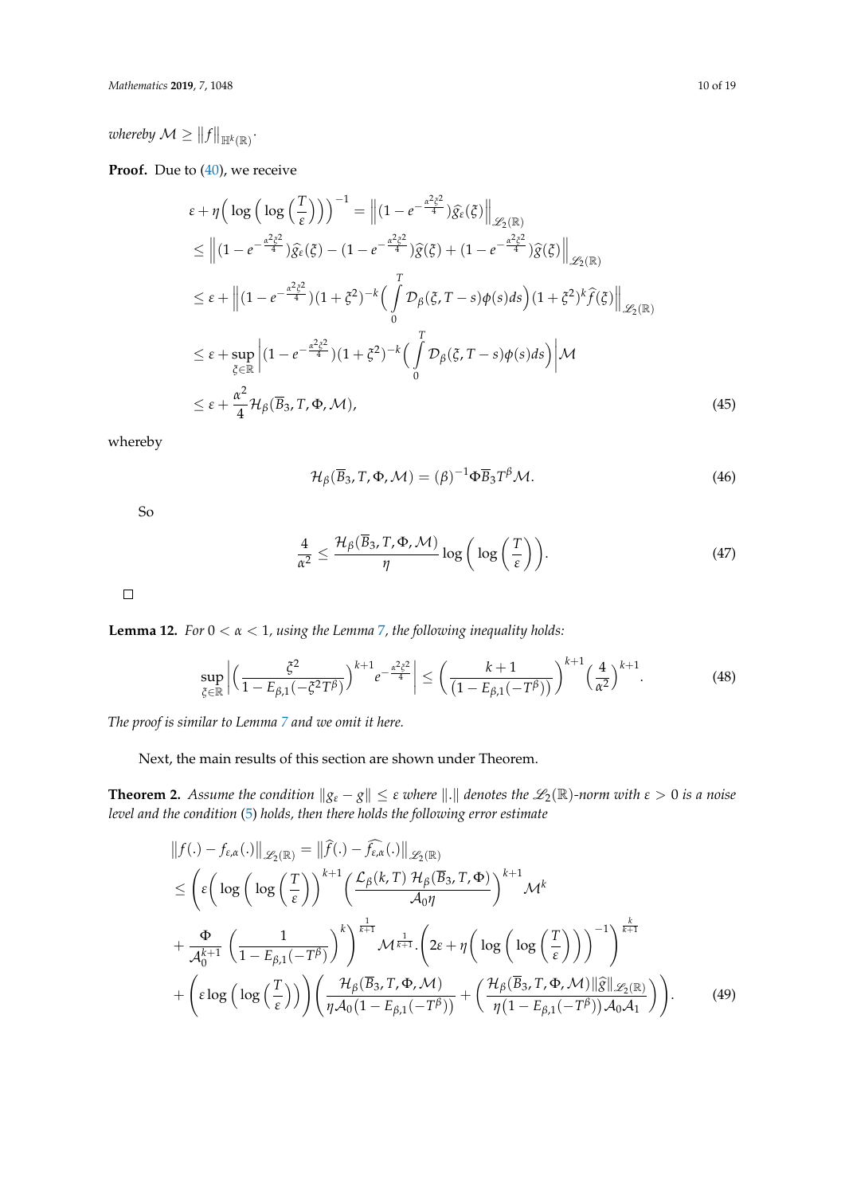*whereby* $\mathcal{M} \geq \|f\|_{\mathbb{H}^k(\mathbb{R})}$.

**Proof.** Due to (40), we receive

$$
\begin{aligned}
&\varepsilon + \eta\Big(\log\Big(\log\Big(\frac{T}{\varepsilon}\Big)\Big)\Big)^{-1} = \Big\|(1-e^{-\frac{\alpha^2\xi^2}{4}})\widehat{g}_\varepsilon(\xi)\Big\|_{\mathscr{L}_2(\mathbb{R})} \\
&\leq \Big\|(1-e^{-\frac{\alpha^2\xi^2}{4}})\widehat{g}_\varepsilon(\xi) - (1-e^{-\frac{\alpha^2\xi^2}{4}})\widehat{g}(\xi) + (1-e^{-\frac{\alpha^2\xi^2}{4}})\widehat{g}(\xi)\Big\|_{\mathscr{L}_2(\mathbb{R})} \\
&\leq \varepsilon + \Big\|(1-e^{-\frac{\alpha^2\xi^2}{4}})(1+\xi^2)^{-k}\Big(\int_0^T \mathcal{D}_\beta(\xi, T-s)\phi(s)ds\Big)(1+\xi^2)^k\widehat{f}(\xi)\Big\|_{\mathscr{L}_2(\mathbb{R})} \\
&\leq \varepsilon + \sup_{\xi\in\mathbb{R}}\Big|(1-e^{-\frac{\alpha^2\xi^2}{4}})(1+\xi^2)^{-k}\Big(\int_0^T \mathcal{D}_\beta(\xi, T-s)\phi(s)ds\Big)\Big|\mathcal{M} \\
&\leq \varepsilon + \frac{\alpha^2}{4}\mathcal{H}_\beta(\overline{B}_3, T, \Phi, \mathcal{M}),
\end{aligned}
\tag{45}
$$

whereby

$$
\mathcal{H}_\beta(\overline{B}_3, T, \Phi, \mathcal{M}) = (\beta)^{-1}\Phi\overline{B}_3 T^\beta \mathcal{M}. \tag{46}
$$

So

$$
\frac{4}{\alpha^2} \leq \frac{\mathcal{H}_\beta(\overline{B}_3, T, \Phi, \mathcal{M})}{\eta}\log\Big(\log\Big(\frac{T}{\varepsilon}\Big)\Big). \tag{47}
$$

□

**Lemma 12.** *For* $0 < \alpha < 1$, *using the Lemma 7, the following inequality holds:*

$$
\sup_{\xi\in\mathbb{R}}\Big|\Big(\frac{\xi^2}{1-E_{\beta,1}(-\xi^2T^\beta)}\Big)^{k+1}e^{-\frac{\alpha^2\xi^2}{4}}\Big| \leq \Big(\frac{k+1}{(1-E_{\beta,1}(-T^\beta))}\Big)^{k+1}\Big(\frac{4}{\alpha^2}\Big)^{k+1}. \tag{48}
$$

*The proof is similar to Lemma 7 and we omit it here.*

Next, the main results of this section are shown under Theorem.

**Theorem 2.** *Assume the condition* $\|g_\varepsilon - g\| \leq \varepsilon$ *where* $\|.\|$ *denotes the* $\mathscr{L}_2(\mathbb{R})$*-norm with* $\varepsilon > 0$ *is a noise level and the condition (5) holds, then there holds the following error estimate*

$$
\begin{aligned}
&\|f(.) - f_{\varepsilon,\alpha}(.)\|_{\mathscr{L}_2(\mathbb{R})} = \|\widehat{f}(.) - \widehat{f_{\varepsilon,\alpha}}(.)\|_{\mathscr{L}_2(\mathbb{R})} \\
&\leq \Bigg(\varepsilon\Big(\log\Big(\log\Big(\frac{T}{\varepsilon}\Big)\Big)^{k+1}\Big(\frac{\mathcal{L}_\beta(k,T)\,\mathcal{H}_\beta(\overline{B}_3, T, \Phi)}{\mathcal{A}_0\eta}\Big)^{k+1}\mathcal{M}^k \\
&+ \frac{\Phi}{\mathcal{A}_0^{k+1}}\Big(\frac{1}{1-E_{\beta,1}(-T^\beta)}\Big)^k\Bigg)^{\frac{1}{k+1}}\mathcal{M}^{\frac{1}{k+1}}.\Big(2\varepsilon + \eta\Big(\log\Big(\log\Big(\frac{T}{\varepsilon}\Big)\Big)\Big)^{-1}\Big)^{\frac{k}{k+1}} \\
&+ \Big(\varepsilon\log\Big(\log\Big(\frac{T}{\varepsilon}\Big)\Big)\Big)\Bigg(\frac{\mathcal{H}_\beta(\overline{B}_3, T, \Phi, \mathcal{M})}{\eta\mathcal{A}_0(1-E_{\beta,1}(-T^\beta))} + \Big(\frac{\mathcal{H}_\beta(\overline{B}_3, T, \Phi, \mathcal{M})\|\widehat{g}\|_{\mathscr{L}_2(\mathbb{R})}}{\eta(1-E_{\beta,1}(-T^\beta))\mathcal{A}_0\mathcal{A}_1}\Big)\Bigg).
\end{aligned}
\tag{49}
$$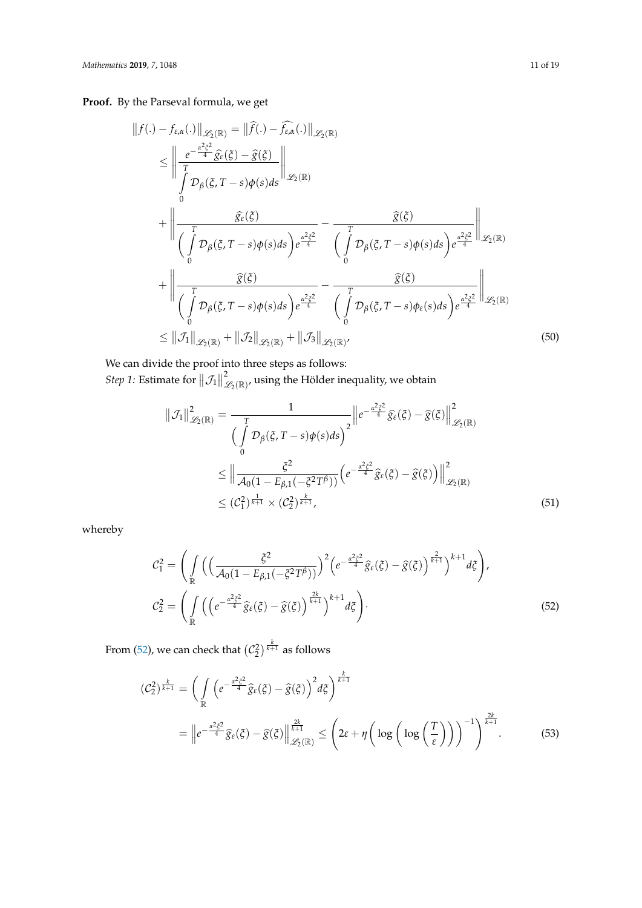**Proof.** By the Parseval formula, we get

$$
\begin{aligned}
\big\|f(.)-f_{\varepsilon,\alpha}(.)\big\|_{\mathscr{L}_2(\mathbb{R})} &= \big\|\widehat{f}(.)-\widehat{f_{\varepsilon,\alpha}}(.)\big\|_{\mathscr{L}_2(\mathbb{R})} \\
&\le \left\| \frac{e^{-\frac{\alpha^2\xi^2}{4}}\widehat{g}_\varepsilon(\xi)-\widehat{g}(\xi)}{\int\limits_0^T \mathcal{D}_\beta(\xi,T-s)\phi(s)ds} \right\|_{\mathscr{L}_2(\mathbb{R})} \\
&\quad + \left\| \frac{\widehat{g}_\varepsilon(\xi)}{\Big(\int\limits_0^T \mathcal{D}_\beta(\xi,T-s)\phi(s)ds\Big)e^{\frac{\alpha^2\xi^2}{4}}} - \frac{\widehat{g}(\xi)}{\Big(\int\limits_0^T \mathcal{D}_\beta(\xi,T-s)\phi(s)ds\Big)e^{\frac{\alpha^2\xi^2}{4}}} \right\|_{\mathscr{L}_2(\mathbb{R})} \\
&\quad + \left\| \frac{\widehat{g}(\xi)}{\Big(\int\limits_0^T \mathcal{D}_\beta(\xi,T-s)\phi(s)ds\Big)e^{\frac{\alpha^2\xi^2}{4}}} - \frac{\widehat{g}(\xi)}{\Big(\int\limits_0^T \mathcal{D}_\beta(\xi,T-s)\phi_\varepsilon(s)ds\Big)e^{\frac{\alpha^2\xi^2}{4}}} \right\|_{\mathscr{L}_2(\mathbb{R})} \\
&\le \big\|\mathcal{J}_1\big\|_{\mathscr{L}_2(\mathbb{R})} + \big\|\mathcal{J}_2\big\|_{\mathscr{L}_2(\mathbb{R})} + \big\|\mathcal{J}_3\big\|_{\mathscr{L}_2(\mathbb{R})},
\end{aligned} \tag{50}
$$

We can divide the proof into three steps as follows:

*Step 1:* Estimate for $\big\|\mathcal{J}_1\big\|^2_{\mathscr{L}_2(\mathbb{R})}$, using the Hölder inequality, we obtain

$$
\begin{aligned}
\big\|\mathcal{J}_1\big\|^2_{\mathscr{L}_2(\mathbb{R})} &= \frac{1}{\Big(\int\limits_0^T \mathcal{D}_\beta(\xi,T-s)\phi(s)ds\Big)^2}\Big\|e^{-\frac{\alpha^2\xi^2}{4}}\widehat{g}_\varepsilon(\xi)-\widehat{g}(\xi)\Big\|^2_{\mathscr{L}_2(\mathbb{R})} \\
&\le \Big\| \frac{\xi^2}{\mathcal{A}_0(1-E_{\beta,1}(-\xi^2T^\beta))}\Big(e^{-\frac{\alpha^2\xi^2}{4}}\widehat{g}_\varepsilon(\xi)-\widehat{g}(\xi)\Big)\Big\|^2_{\mathscr{L}_2(\mathbb{R})} \\
&\le (\mathcal{C}_1^2)^{\frac{1}{k+1}} \times (\mathcal{C}_2^2)^{\frac{k}{k+1}},
\end{aligned} \tag{51}
$$

whereby

$$
\begin{aligned}
\mathcal{C}_1^2 &= \left( \int\limits_{\mathbb{R}} \Big( \Big(\frac{\xi^2}{\mathcal{A}_0(1-E_{\beta,1}(-\xi^2T^\beta))}\Big)^2 \Big(e^{-\frac{\alpha^2\xi^2}{4}}\widehat{g}_\varepsilon(\xi)-\widehat{g}(\xi)\Big)^{\frac{2}{k+1}}\Big)^{k+1} d\xi \right), \\
\mathcal{C}_2^2 &= \left( \int\limits_{\mathbb{R}} \Big( \Big(e^{-\frac{\alpha^2\xi^2}{4}}\widehat{g}_\varepsilon(\xi)-\widehat{g}(\xi)\Big)^{\frac{2k}{k+1}}\Big)^{k+1} d\xi \right).
\end{aligned} \tag{52}
$$

From (52), we can check that $(\mathcal{C}_2^2)^{\frac{k}{k+1}}$ as follows

$$
\begin{aligned}
(\mathcal{C}_2^2)^{\frac{k}{k+1}} &= \left( \int\limits_{\mathbb{R}} \Big(e^{-\frac{\alpha^2\xi^2}{4}}\widehat{g}_\varepsilon(\xi)-\widehat{g}(\xi)\Big)^2 d\xi \right)^{\frac{k}{k+1}} \\
&= \Big\|e^{-\frac{\alpha^2\xi^2}{4}}\widehat{g}_\varepsilon(\xi)-\widehat{g}(\xi)\Big\|^{\frac{2k}{k+1}}_{\mathscr{L}_2(\mathbb{R})} \le \left( 2\varepsilon + \eta\Big(\log\Big(\log\Big(\frac{T}{\varepsilon}\Big)\Big)\Big)^{-1}\right)^{\frac{2k}{k+1}}.
\end{aligned} \tag{53}
$$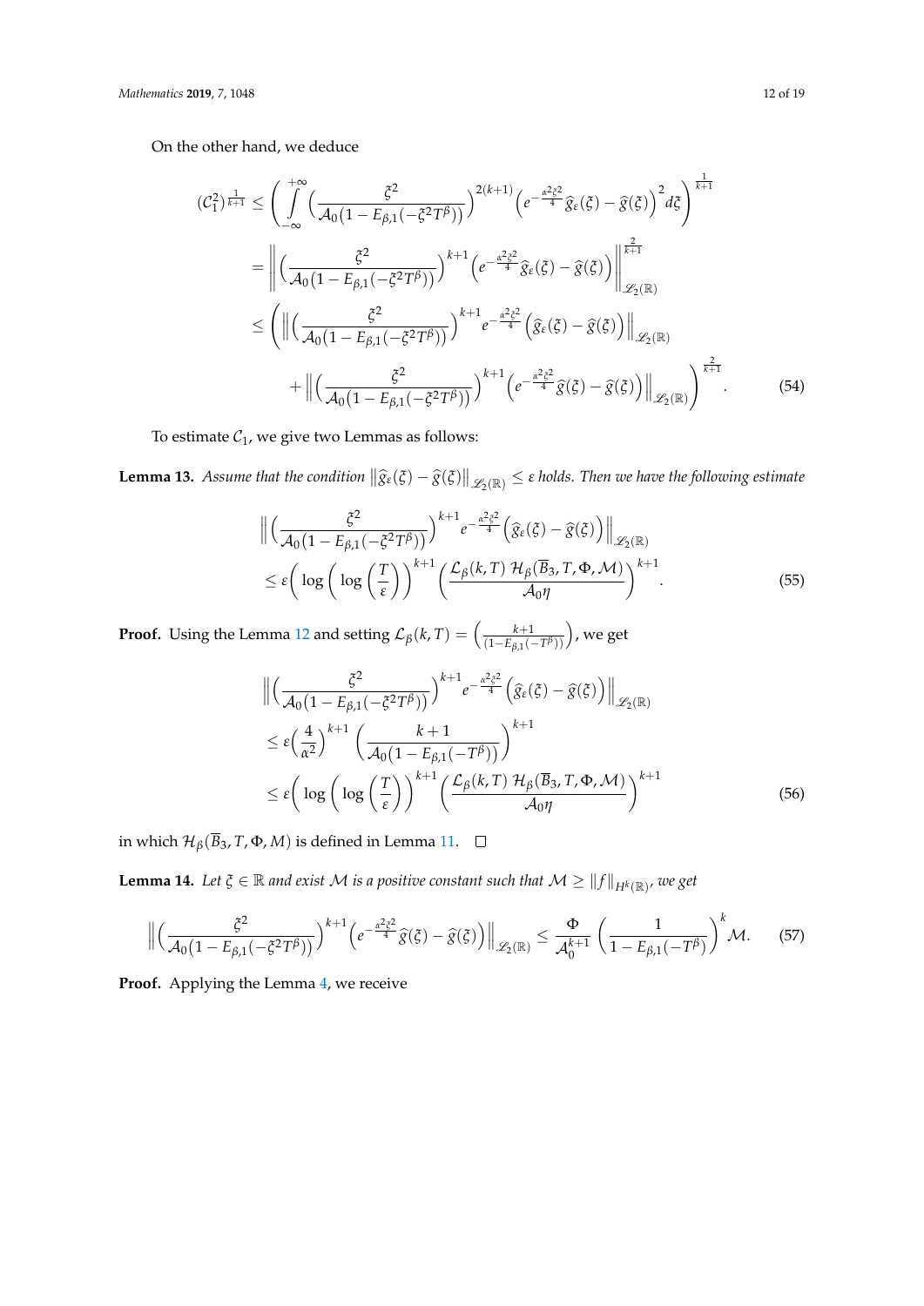On the other hand, we deduce

$$
\begin{aligned}
(\mathcal{C}_1^2)^{\frac{1}{k+1}} &\leq \left( \int_{-\infty}^{+\infty} \Big( \frac{\xi^2}{\mathcal{A}_0\big(1 - E_{\beta,1}(-\xi^2 T^\beta)\big)} \Big)^{2(k+1)} \Big( e^{-\frac{\alpha^2 \xi^2}{4}} \widehat{g}_\varepsilon(\xi) - \widehat{g}(\xi) \Big)^2 d\xi \right)^{\frac{1}{k+1}} \\
&= \left\| \Big( \frac{\xi^2}{\mathcal{A}_0\big(1 - E_{\beta,1}(-\xi^2 T^\beta)\big)} \Big)^{k+1} \Big( e^{-\frac{\alpha^2 \xi^2}{4}} \widehat{g}_\varepsilon(\xi) - \widehat{g}(\xi) \Big) \right\|_{\mathscr{L}_2(\mathbb{R})}^{\frac{2}{k+1}} \\
&\leq \Bigg( \left\| \Big( \frac{\xi^2}{\mathcal{A}_0\big(1 - E_{\beta,1}(-\xi^2 T^\beta)\big)} \Big)^{k+1} e^{-\frac{\alpha^2 \xi^2}{4}} \Big( \widehat{g}_\varepsilon(\xi) - \widehat{g}(\xi) \Big) \right\|_{\mathscr{L}_2(\mathbb{R})} \\
&\quad + \left\| \Big( \frac{\xi^2}{\mathcal{A}_0\big(1 - E_{\beta,1}(-\xi^2 T^\beta)\big)} \Big)^{k+1} \Big( e^{-\frac{\alpha^2 \xi^2}{4}} \widehat{g}(\xi) - \widehat{g}(\xi) \Big) \right\|_{\mathscr{L}_2(\mathbb{R})} \Bigg)^{\frac{2}{k+1}}. \qquad (54)
\end{aligned}
$$

To estimate $\mathcal{C}_1$, we give two Lemmas as follows:

**Lemma 13.** *Assume that the condition $\left\| \widehat{g}_\varepsilon(\xi) - \widehat{g}(\xi) \right\|_{\mathscr{L}_2(\mathbb{R})} \leq \varepsilon$ holds. Then we have the following estimate*

$$
\begin{aligned}
&\left\| \Big( \frac{\xi^2}{\mathcal{A}_0\big(1 - E_{\beta,1}(-\xi^2 T^\beta)\big)} \Big)^{k+1} e^{-\frac{\alpha^2 \xi^2}{4}} \Big( \widehat{g}_\varepsilon(\xi) - \widehat{g}(\xi) \Big) \right\|_{\mathscr{L}_2(\mathbb{R})} \\
&\leq \varepsilon \Big( \log \Big( \log \Big( \frac{T}{\varepsilon} \Big) \Big) \Big)^{k+1} \Big( \frac{\mathcal{L}_\beta(k,T)\, \mathcal{H}_\beta(\overline{B}_3, T, \Phi, \mathcal{M})}{\mathcal{A}_0 \eta} \Big)^{k+1}. \qquad (55)
\end{aligned}
$$

**Proof.** Using the Lemma 12 and setting $\mathcal{L}_\beta(k,T) = \Big( \frac{k+1}{(1 - E_{\beta,1}(-T^\beta))} \Big)$, we get

$$
\begin{aligned}
&\left\| \Big( \frac{\xi^2}{\mathcal{A}_0\big(1 - E_{\beta,1}(-\xi^2 T^\beta)\big)} \Big)^{k+1} e^{-\frac{\alpha^2 \xi^2}{4}} \Big( \widehat{g}_\varepsilon(\xi) - \widehat{g}(\xi) \Big) \right\|_{\mathscr{L}_2(\mathbb{R})} \\
&\leq \varepsilon \Big( \frac{4}{\alpha^2} \Big)^{k+1} \Big( \frac{k+1}{\mathcal{A}_0\big(1 - E_{\beta,1}(-T^\beta)\big)} \Big)^{k+1} \\
&\leq \varepsilon \Big( \log \Big( \log \Big( \frac{T}{\varepsilon} \Big) \Big) \Big)^{k+1} \Big( \frac{\mathcal{L}_\beta(k,T)\, \mathcal{H}_\beta(\overline{B}_3, T, \Phi, \mathcal{M})}{\mathcal{A}_0 \eta} \Big)^{k+1} \qquad (56)
\end{aligned}
$$

in which $\mathcal{H}_\beta(\overline{B}_3, T, \Phi, M)$ is defined in Lemma 11. □

**Lemma 14.** *Let $\xi \in \mathbb{R}$ and exist $\mathcal{M}$ is a positive constant such that $\mathcal{M} \geq \|f\|_{H^k(\mathbb{R})}$, we get*

$$
\left\| \Big( \frac{\xi^2}{\mathcal{A}_0\big(1 - E_{\beta,1}(-\xi^2 T^\beta)\big)} \Big)^{k+1} \Big( e^{-\frac{\alpha^2 \xi^2}{4}} \widehat{g}(\xi) - \widehat{g}(\xi) \Big) \right\|_{\mathscr{L}_2(\mathbb{R})} \leq \frac{\Phi}{\mathcal{A}_0^{k+1}} \Big( \frac{1}{1 - E_{\beta,1}(-T^\beta)} \Big)^k \mathcal{M}. \qquad (57)
$$

**Proof.** Applying the Lemma 4, we receive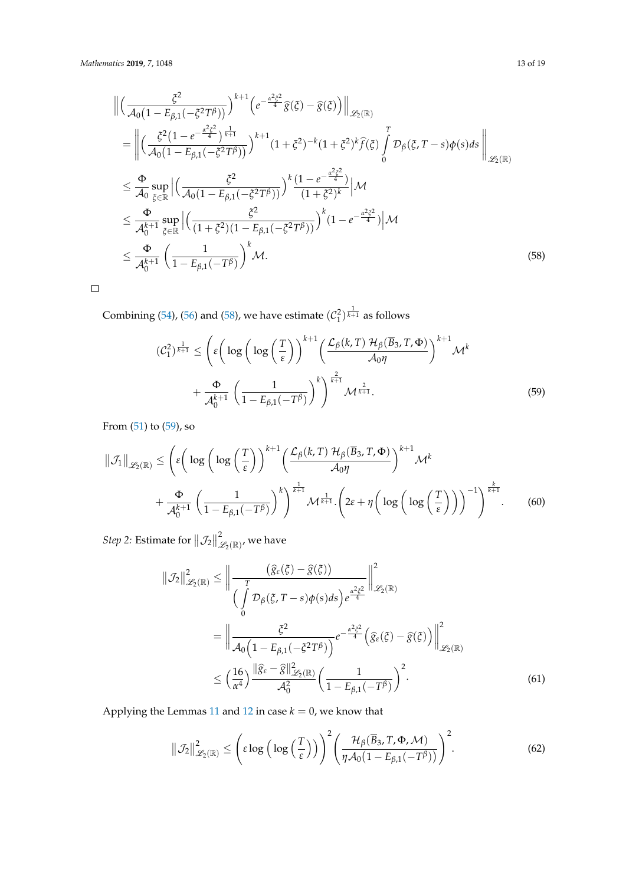$$
\begin{aligned}
&\left\| \left( \frac{\xi^2}{\mathcal{A}_0\big(1-E_{\beta,1}(-\xi^2 T^\beta)\big)} \right)^{k+1} \left( e^{-\frac{\alpha^2\xi^2}{4}} \widehat{g}(\xi) - \widehat{g}(\xi) \right) \right\|_{\mathscr{L}_2(\mathbb{R})} \\
&= \left\| \left( \frac{\xi^2 \big(1-e^{-\frac{\alpha^2\xi^2}{4}}\big)^{\frac{1}{k+1}}}{\mathcal{A}_0\big(1-E_{\beta,1}(-\xi^2 T^\beta)\big)} \right)^{k+1} (1+\xi^2)^{-k} (1+\xi^2)^k \widehat{f}(\xi) \int_0^T \mathcal{D}_\beta(\xi, T-s)\phi(s) ds \right\|_{\mathscr{L}_2(\mathbb{R})} \\
&\le \frac{\Phi}{\mathcal{A}_0} \sup_{\xi \in \mathbb{R}} \left| \left( \frac{\xi^2}{\mathcal{A}_0\big(1-E_{\beta,1}(-\xi^2 T^\beta)\big)} \right)^k \frac{\big(1-e^{-\frac{\alpha^2\xi^2}{4}}\big)}{(1+\xi^2)^k} \right| \mathcal{M} \\
&\le \frac{\Phi}{\mathcal{A}_0^{k+1}} \sup_{\xi \in \mathbb{R}} \left| \left( \frac{\xi^2}{(1+\xi^2)\big(1-E_{\beta,1}(-\xi^2 T^\beta)\big)} \right)^k \big(1-e^{-\frac{\alpha^2\xi^2}{4}}\big) \right| \mathcal{M} \\
&\le \frac{\Phi}{\mathcal{A}_0^{k+1}} \left( \frac{1}{1-E_{\beta,1}(-T^\beta)} \right)^k \mathcal{M}.
\end{aligned} \tag{58}
$$

□

Combining (54), (56) and (58), we have estimate $(\mathcal{C}_1^2)^{\frac{1}{k+1}}$ as follows

$$
\begin{aligned}
(\mathcal{C}_1^2)^{\frac{1}{k+1}} \le &\left( \varepsilon \left( \log \left( \log \left( \frac{T}{\varepsilon} \right) \right) \right)^{k+1} \left( \frac{\mathcal{L}_\beta(k,T)\ \mathcal{H}_\beta(\overline{B}_3, T, \Phi)}{\mathcal{A}_0 \eta} \right)^{k+1} \mathcal{M}^k \right. \\
&\left. + \frac{\Phi}{\mathcal{A}_0^{k+1}} \left( \frac{1}{1-E_{\beta,1}(-T^\beta)} \right)^k \right)^{\frac{2}{k+1}} \mathcal{M}^{\frac{2}{k+1}}.
\end{aligned} \tag{59}
$$

From (51) to (59), so

$$
\begin{aligned}
\|\mathcal{J}_1\|_{\mathscr{L}_2(\mathbb{R})} \le &\left( \varepsilon \left( \log \left( \log \left( \frac{T}{\varepsilon} \right) \right) \right)^{k+1} \left( \frac{\mathcal{L}_\beta(k,T)\ \mathcal{H}_\beta(\overline{B}_3, T, \Phi)}{\mathcal{A}_0 \eta} \right)^{k+1} \mathcal{M}^k \right. \\
&\left. + \frac{\Phi}{\mathcal{A}_0^{k+1}} \left( \frac{1}{1-E_{\beta,1}(-T^\beta)} \right)^k \right)^{\frac{1}{k+1}} \mathcal{M}^{\frac{1}{k+1}} . \left( 2\varepsilon + \eta \left( \log \left( \log \left( \frac{T}{\varepsilon} \right) \right) \right)^{-1} \right)^{\frac{k}{k+1}}.
\end{aligned} \tag{60}
$$

*Step 2:* Estimate for $\|\mathcal{J}_2\|^2_{\mathscr{L}_2(\mathbb{R})}$, we have

$$
\begin{aligned}
\|\mathcal{J}_2\|^2_{\mathscr{L}_2(\mathbb{R})} &\le \left\| \frac{\big(\widehat{g}_\varepsilon(\xi) - \widehat{g}(\xi)\big)}{\Big( \int_0^T \mathcal{D}_\beta(\xi, T-s)\phi(s) ds \Big) e^{\frac{\alpha^2\xi^2}{4}}} \right\|^2_{\mathscr{L}_2(\mathbb{R})} \\
&= \left\| \frac{\xi^2}{\mathcal{A}_0\Big(1-E_{\beta,1}(-\xi^2 T^\beta)\Big)} e^{-\frac{\alpha^2\xi^2}{4}} \Big( \widehat{g}_\varepsilon(\xi) - \widehat{g}(\xi) \Big) \right\|^2_{\mathscr{L}_2(\mathbb{R})} \\
&\le \left( \frac{16}{\alpha^4} \right) \frac{\|\widehat{g}_\varepsilon - \widehat{g}\|^2_{\mathscr{L}_2(\mathbb{R})}}{\mathcal{A}_0^2} \left( \frac{1}{1-E_{\beta,1}(-T^\beta)} \right)^2.
\end{aligned} \tag{61}
$$

Applying the Lemmas 11 and 12 in case $k = 0$, we know that

$$
\|\mathcal{J}_2\|^2_{\mathscr{L}_2(\mathbb{R})} \le \left( \varepsilon \log \left( \log \left( \frac{T}{\varepsilon} \right) \right) \right)^2 \left( \frac{\mathcal{H}_\beta(\overline{B}_3, T, \Phi, \mathcal{M})}{\eta \mathcal{A}_0 \big(1-E_{\beta,1}(-T^\beta)\big)} \right)^2. \tag{62}
$$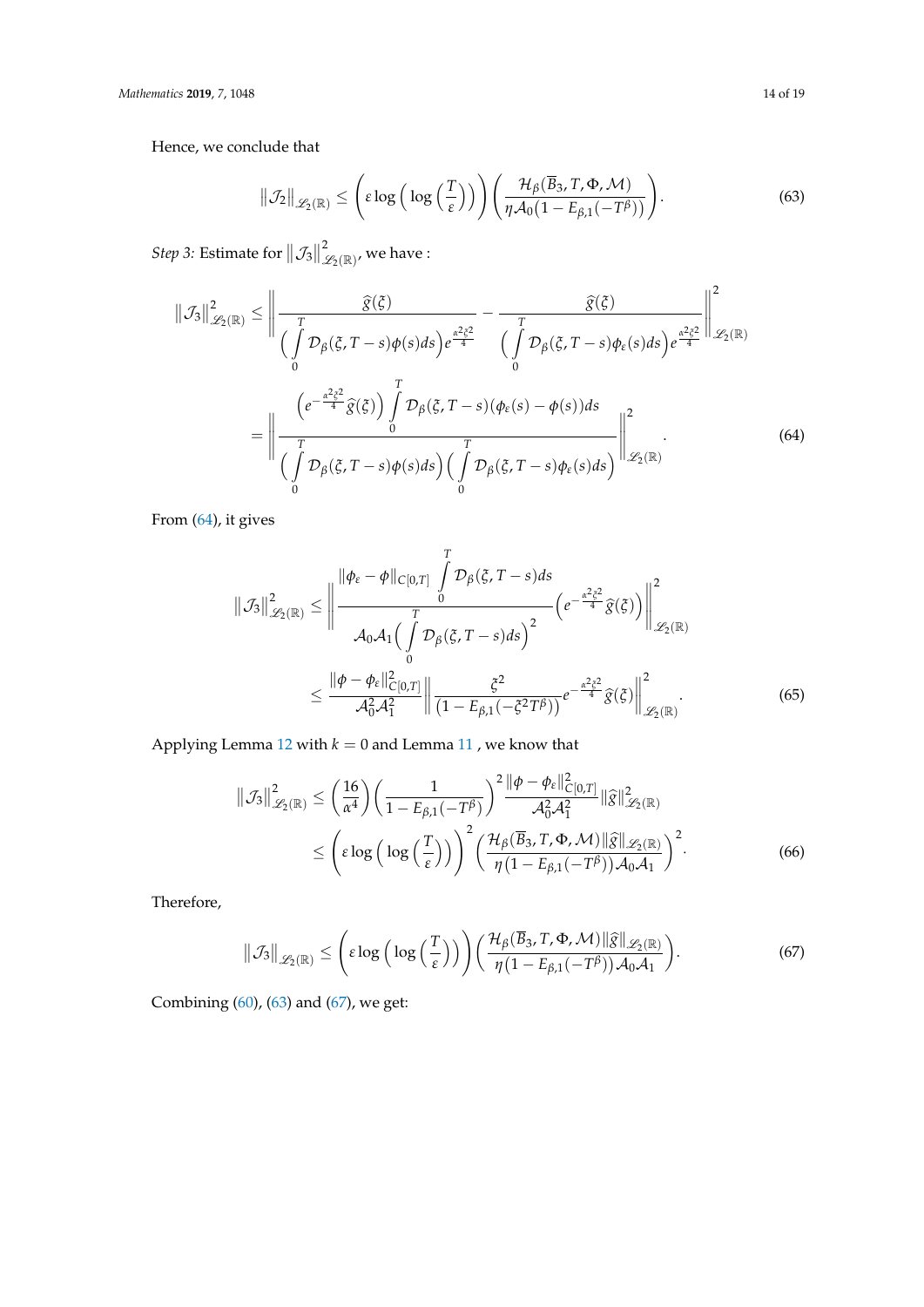Hence, we conclude that

$$\left\|\mathcal{J}_2\right\|_{\mathscr{L}_2(\mathbb{R})} \leq \left(\varepsilon \log\Big(\log\Big(\frac{T}{\varepsilon}\Big)\Big)\right)\left(\frac{\mathcal{H}_\beta(\overline{B}_3, T, \Phi, \mathcal{M})}{\eta \mathcal{A}_0\big(1 - E_{\beta,1}(-T^\beta)\big)}\right). \tag{63}$$

*Step 3:* Estimate for $\left\|\mathcal{J}_3\right\|^2_{\mathscr{L}_2(\mathbb{R})}$, we have :

$$\begin{aligned}
\left\|\mathcal{J}_3\right\|^2_{\mathscr{L}_2(\mathbb{R})} &\leq \left\| \frac{\widehat{g}(\xi)}{\Big(\int\limits_0^T \mathcal{D}_\beta(\xi, T-s)\phi(s)ds\Big)e^{\frac{\alpha^2\xi^2}{4}}} - \frac{\widehat{g}(\xi)}{\Big(\int\limits_0^T \mathcal{D}_\beta(\xi, T-s)\phi_\varepsilon(s)ds\Big)e^{\frac{\alpha^2\xi^2}{4}}} \right\|^2_{\mathscr{L}_2(\mathbb{R})} \\
&= \left\| \frac{\Big(e^{-\frac{\alpha^2\xi^2}{4}}\widehat{g}(\xi)\Big)\int\limits_0^T \mathcal{D}_\beta(\xi, T-s)(\phi_\varepsilon(s) - \phi(s))ds}{\Big(\int\limits_0^T \mathcal{D}_\beta(\xi, T-s)\phi(s)ds\Big)\Big(\int\limits_0^T \mathcal{D}_\beta(\xi, T-s)\phi_\varepsilon(s)ds\Big)} \right\|^2_{\mathscr{L}_2(\mathbb{R})}.
\end{aligned} \tag{64}$$

From (64), it gives

$$\begin{aligned}
\left\|\mathcal{J}_3\right\|^2_{\mathscr{L}_2(\mathbb{R})} &\leq \left\| \frac{\|\phi_\varepsilon - \phi\|_{C[0,T]} \int\limits_0^T \mathcal{D}_\beta(\xi, T-s)ds}{\mathcal{A}_0\mathcal{A}_1\Big(\int\limits_0^T \mathcal{D}_\beta(\xi, T-s)ds\Big)^2}\Big(e^{-\frac{\alpha^2\xi^2}{4}}\widehat{g}(\xi)\Big) \right\|^2_{\mathscr{L}_2(\mathbb{R})} \\
&\leq \frac{\|\phi - \phi_\varepsilon\|^2_{C[0,T]}}{\mathcal{A}_0^2\mathcal{A}_1^2} \left\| \frac{\xi^2}{\big(1 - E_{\beta,1}(-\xi^2 T^\beta)\big)} e^{-\frac{\alpha^2\xi^2}{4}}\widehat{g}(\xi) \right\|^2_{\mathscr{L}_2(\mathbb{R})}.
\end{aligned} \tag{65}$$

Applying Lemma 12 with $k = 0$ and Lemma 11 , we know that

$$\begin{aligned}
\left\|\mathcal{J}_3\right\|^2_{\mathscr{L}_2(\mathbb{R})} &\leq \Big(\frac{16}{\alpha^4}\Big)\Big(\frac{1}{1 - E_{\beta,1}(-T^\beta)}\Big)^2 \frac{\|\phi - \phi_\varepsilon\|^2_{C[0,T]}}{\mathcal{A}_0^2\mathcal{A}_1^2}\|\widehat{g}\|^2_{\mathscr{L}_2(\mathbb{R})} \\
&\leq \left(\varepsilon \log\Big(\log\Big(\frac{T}{\varepsilon}\Big)\Big)\right)^2 \left(\frac{\mathcal{H}_\beta(\overline{B}_3, T, \Phi, \mathcal{M})\|\widehat{g}\|_{\mathscr{L}_2(\mathbb{R})}}{\eta\big(1 - E_{\beta,1}(-T^\beta)\big)\mathcal{A}_0\mathcal{A}_1}\right)^2.
\end{aligned} \tag{66}$$

Therefore,

$$\left\|\mathcal{J}_3\right\|_{\mathscr{L}_2(\mathbb{R})} \leq \left(\varepsilon \log\Big(\log\Big(\frac{T}{\varepsilon}\Big)\Big)\right)\left(\frac{\mathcal{H}_\beta(\overline{B}_3, T, \Phi, \mathcal{M})\|\widehat{g}\|_{\mathscr{L}_2(\mathbb{R})}}{\eta\big(1 - E_{\beta,1}(-T^\beta)\big)\mathcal{A}_0\mathcal{A}_1}\right). \tag{67}$$

Combining (60), (63) and (67), we get: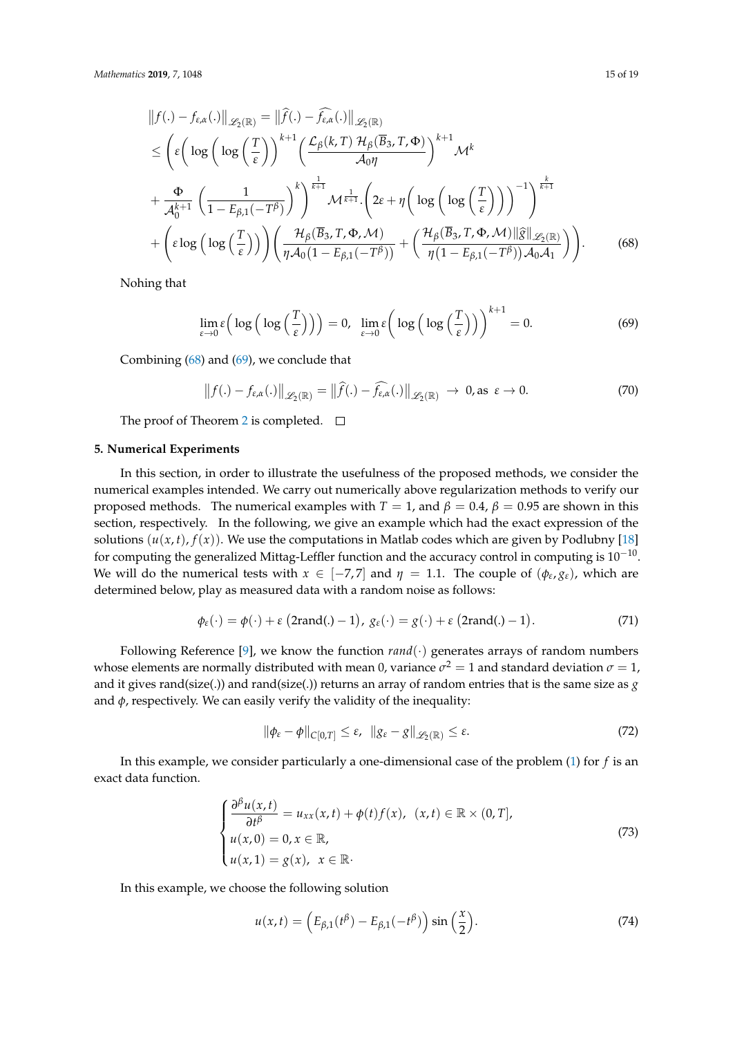$$
\begin{aligned}
&\left\| f(.) - f_{\varepsilon,\alpha}(.) \right\|_{\mathscr{L}_2(\mathbb{R})} = \left\| \widehat{f}(.) - \widehat{f_{\varepsilon,\alpha}}(.) \right\|_{\mathscr{L}_2(\mathbb{R})} \\
&\leq \left( \varepsilon \left( \log\left( \log\left( \frac{T}{\varepsilon} \right) \right) \right)^{k+1} \left( \frac{\mathcal{L}_\beta(k,T)\, \mathcal{H}_\beta(\overline{B}_3, T, \Phi)}{\mathcal{A}_0 \eta} \right)^{k+1} \mathcal{M}^k \right. \\
&+ \frac{\Phi}{\mathcal{A}_0^{k+1}} \left( \frac{1}{1 - E_{\beta,1}(-T^\beta)} \right)^k \Bigg)^{\frac{1}{k+1}} \mathcal{M}^{\frac{1}{k+1}} . \left( 2\varepsilon + \eta \left( \log\left( \log\left( \frac{T}{\varepsilon} \right) \right) \right)^{-1} \right)^{\frac{k}{k+1}} \\
&+ \left( \varepsilon \log\left( \log\left( \frac{T}{\varepsilon} \right) \right) \right) \left( \frac{\mathcal{H}_\beta(\overline{B}_3, T, \Phi, \mathcal{M})}{\eta \mathcal{A}_0 \big(1 - E_{\beta,1}(-T^\beta)\big)} + \left( \frac{\mathcal{H}_\beta(\overline{B}_3, T, \Phi, \mathcal{M}) \|\widehat{g}\|_{\mathscr{L}_2(\mathbb{R})}}{\eta \big(1 - E_{\beta,1}(-T^\beta)\big) \mathcal{A}_0 \mathcal{A}_1} \right) \right). \qquad (68)
\end{aligned}
$$

Nohing that

$$
\lim_{\varepsilon \to 0} \varepsilon \left( \log\left( \log\left( \frac{T}{\varepsilon} \right) \right) \right) = 0, \quad \lim_{\varepsilon \to 0} \varepsilon \left( \log\left( \log\left( \frac{T}{\varepsilon} \right) \right) \right)^{k+1} = 0. \qquad (69)
$$

Combining (68) and (69), we conclude that

$$
\left\| f(.) - f_{\varepsilon,\alpha}(.) \right\|_{\mathscr{L}_2(\mathbb{R})} = \left\| \widehat{f}(.) - \widehat{f_{\varepsilon,\alpha}}(.) \right\|_{\mathscr{L}_2(\mathbb{R})} \to 0, \text{as } \varepsilon \to 0. \qquad (70)
$$

The proof of Theorem 2 is completed. □

## 5. Numerical Experiments

In this section, in order to illustrate the usefulness of the proposed methods, we consider the numerical examples intended. We carry out numerically above regularization methods to verify our proposed methods. The numerical examples with $T = 1$, and $\beta = 0.4$, $\beta = 0.95$ are shown in this section, respectively. In the following, we give an example which had the exact expression of the solutions $(u(x,t), f(x))$. We use the computations in Matlab codes which are given by Podlubny [18] for computing the generalized Mittag-Leffler function and the accuracy control in computing is $10^{-10}$. We will do the numerical tests with $x \in [-7,7]$ and $\eta = 1.1$. The couple of $(\phi_\varepsilon, g_\varepsilon)$, which are determined below, play as measured data with a random noise as follows:

$$
\phi_\varepsilon(\cdot) = \phi(\cdot) + \varepsilon\left(2\text{rand}(.) - 1\right), \; g_\varepsilon(\cdot) = g(\cdot) + \varepsilon\left(2\text{rand}(.) - 1\right). \qquad (71)
$$

Following Reference [9], we know the function $rand(\cdot)$ generates arrays of random numbers whose elements are normally distributed with mean 0, variance $\sigma^2 = 1$ and standard deviation $\sigma = 1$, and it gives rand(size(.)) and rand(size(.)) returns an array of random entries that is the same size as $g$ and $\phi$, respectively. We can easily verify the validity of the inequality:

$$
\|\phi_\varepsilon - \phi\|_{C[0,T]} \leq \varepsilon, \;\; \|g_\varepsilon - g\|_{\mathscr{L}_2(\mathbb{R})} \leq \varepsilon. \qquad (72)
$$

In this example, we consider particularly a one-dimensional case of the problem (1) for $f$ is an exact data function.

$$
\begin{cases}
\dfrac{\partial^\beta u(x,t)}{\partial t^\beta} = u_{xx}(x,t) + \phi(t) f(x), \;\; (x,t) \in \mathbb{R} \times (0,T], \\
u(x,0) = 0, x \in \mathbb{R}, \\
u(x,1) = g(x), \;\; x \in \mathbb{R}\cdot
\end{cases} \qquad (73)
$$

In this example, we choose the following solution

$$
u(x,t) = \Big( E_{\beta,1}(t^\beta) - E_{\beta,1}(-t^\beta) \Big) \sin\left( \frac{x}{2} \right). \qquad (74)
$$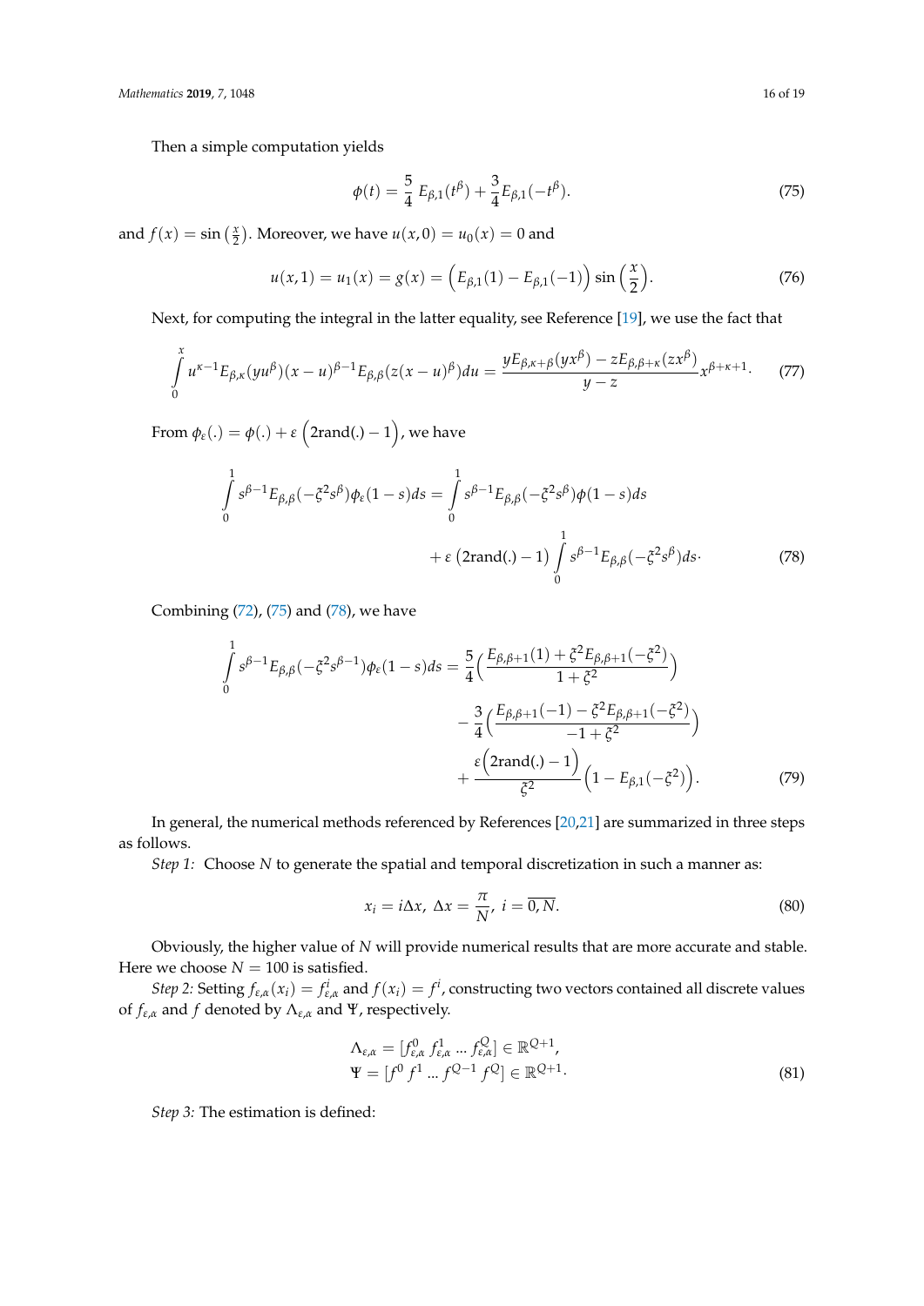Then a simple computation yields

$$\phi(t) = \frac{5}{4}\, E_{\beta,1}(t^{\beta}) + \frac{3}{4} E_{\beta,1}(-t^{\beta}). \tag{75}$$

and $f(x) = \sin\left(\frac{x}{2}\right)$. Moreover, we have $u(x,0) = u_0(x) = 0$ and

$$u(x,1) = u_1(x) = g(x) = \Big(E_{\beta,1}(1) - E_{\beta,1}(-1)\Big) \sin\left(\frac{x}{2}\right). \tag{76}$$

Next, for computing the integral in the latter equality, see Reference [19], we use the fact that

$$\int_0^x u^{\kappa-1} E_{\beta,\kappa}(yu^{\beta})(x-u)^{\beta-1} E_{\beta,\beta}(z(x-u)^{\beta}) du = \frac{y E_{\beta,\kappa+\beta}(yx^{\beta}) - z E_{\beta,\beta+\kappa}(zx^{\beta})}{y-z} x^{\beta+\kappa+1}. \tag{77}$$

From $\phi_\varepsilon(.) = \phi(.) + \varepsilon \Big(2\text{rand}(.) - 1\Big)$, we have

$$\begin{aligned}\int_0^1 s^{\beta-1} E_{\beta,\beta}(-\xi^2 s^{\beta}) \phi_\varepsilon(1-s) ds &= \int_0^1 s^{\beta-1} E_{\beta,\beta}(-\xi^2 s^{\beta}) \phi(1-s) ds \\ &\quad + \varepsilon \left(2\text{rand}(.) - 1\right) \int_0^1 s^{\beta-1} E_{\beta,\beta}(-\xi^2 s^{\beta}) ds.\end{aligned} \tag{78}$$

Combining (72), (75) and (78), we have

$$\begin{aligned}\int_0^1 s^{\beta-1} E_{\beta,\beta}(-\xi^2 s^{\beta-1}) \phi_\varepsilon(1-s) ds &= \frac{5}{4}\Big(\frac{E_{\beta,\beta+1}(1) + \xi^2 E_{\beta,\beta+1}(-\xi^2)}{1+\xi^2}\Big) \\ &\quad - \frac{3}{4}\Big(\frac{E_{\beta,\beta+1}(-1) - \xi^2 E_{\beta,\beta+1}(-\xi^2)}{-1+\xi^2}\Big) \\ &\quad + \frac{\varepsilon\Big(2\text{rand}(.) - 1\Big)}{\xi^2}\Big(1 - E_{\beta,1}(-\xi^2)\Big).\end{aligned} \tag{79}$$

In general, the numerical methods referenced by References [20,21] are summarized in three steps as follows.

*Step 1:* Choose $N$ to generate the spatial and temporal discretization in such a manner as:

$$x_i = i\Delta x,\ \Delta x = \frac{\pi}{N},\ i = \overline{0,N}. \tag{80}$$

Obviously, the higher value of $N$ will provide numerical results that are more accurate and stable. Here we choose $N = 100$ is satisfied.

*Step 2:* Setting $f_{\varepsilon,\alpha}(x_i) = f^i_{\varepsilon,\alpha}$ and $f(x_i) = f^i$, constructing two vectors contained all discrete values of $f_{\varepsilon,\alpha}$ and $f$ denoted by $\Lambda_{\varepsilon,\alpha}$ and $\Psi$, respectively.

$$\begin{aligned}\Lambda_{\varepsilon,\alpha} &= [f^0_{\varepsilon,\alpha}\ f^1_{\varepsilon,\alpha}\ ...\ f^Q_{\varepsilon,\alpha}] \in \mathbb{R}^{Q+1}, \\ \Psi &= [f^0\ f^1\ ...\ f^{Q-1}\ f^Q] \in \mathbb{R}^{Q+1}.\end{aligned} \tag{81}$$

*Step 3:* The estimation is defined: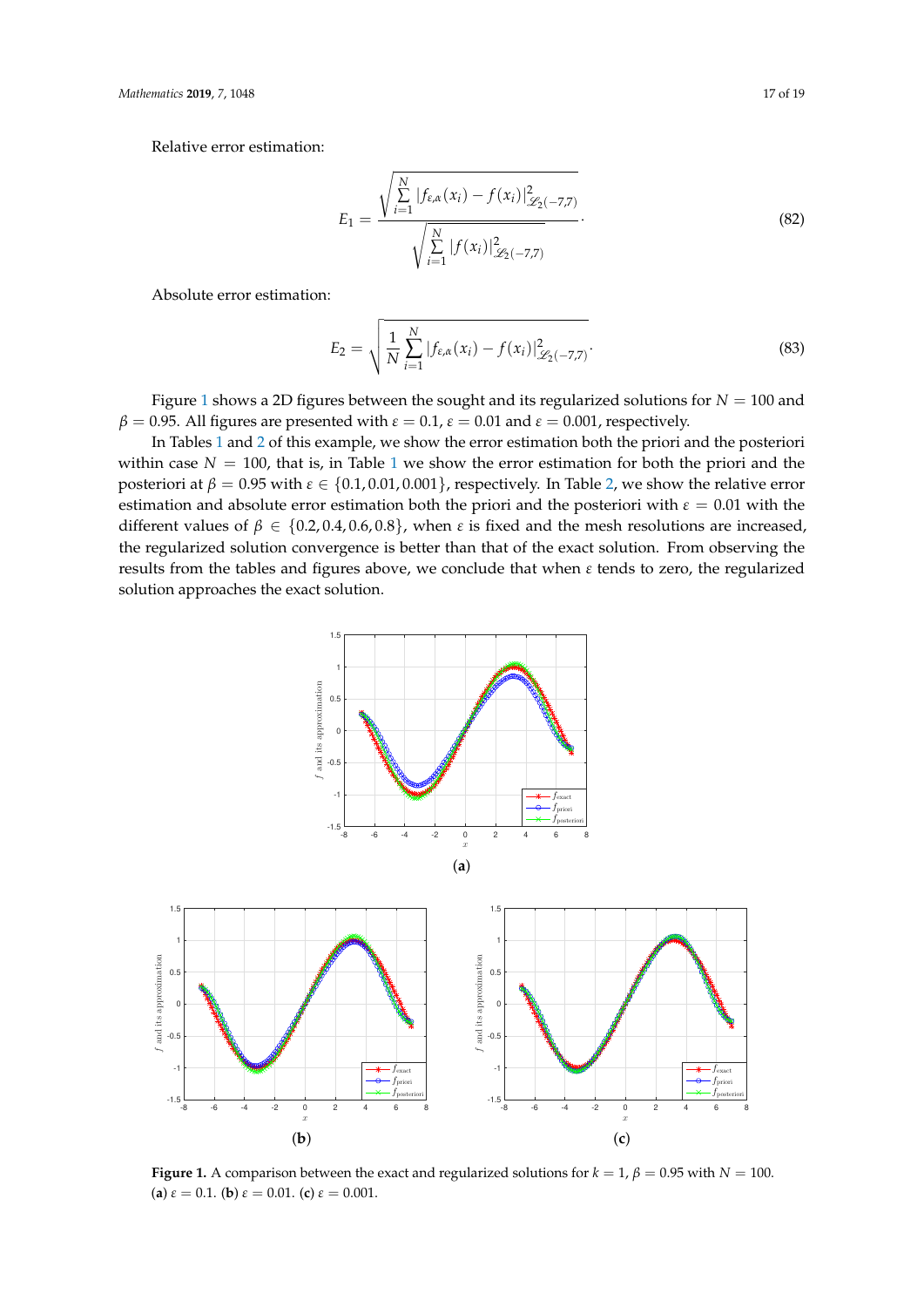Relative error estimation:

$$E_1 = \frac{\sqrt{\sum_{i=1}^{N} |f_{\varepsilon,\alpha}(x_i) - f(x_i)|^2_{\mathscr{L}_2(-7,7)}}}{\sqrt{\sum_{i=1}^{N} |f(x_i)|^2_{\mathscr{L}_2(-7,7)}}}. \tag{82}$$

Absolute error estimation:

$$E_2 = \sqrt{\frac{1}{N} \sum_{i=1}^{N} |f_{\varepsilon,\alpha}(x_i) - f(x_i)|^2_{\mathscr{L}_2(-7,7)}}. \tag{83}$$

Figure 1 shows a 2D figures between the sought and its regularized solutions for $N = 100$ and $\beta = 0.95$. All figures are presented with $\varepsilon = 0.1$, $\varepsilon = 0.01$ and $\varepsilon = 0.001$, respectively.

In Tables 1 and 2 of this example, we show the error estimation both the priori and the posteriori within case $N = 100$, that is, in Table 1 we show the error estimation for both the priori and the posteriori at $\beta = 0.95$ with $\varepsilon \in \{0.1, 0.01, 0.001\}$, respectively. In Table 2, we show the relative error estimation and absolute error estimation both the priori and the posteriori with $\varepsilon = 0.01$ with the different values of $\beta \in \{0.2, 0.4, 0.6, 0.8\}$, when $\varepsilon$ is fixed and the mesh resolutions are increased, the regularized solution convergence is better than that of the exact solution. From observing the results from the tables and figures above, we conclude that when $\varepsilon$ tends to zero, the regularized solution approaches the exact solution.

**Figure 1.** A comparison between the exact and regularized solutions for $k = 1$, $\beta = 0.95$ with $N = 100$. (**a**) $\varepsilon = 0.1$. (**b**) $\varepsilon = 0.01$. (**c**) $\varepsilon = 0.001$.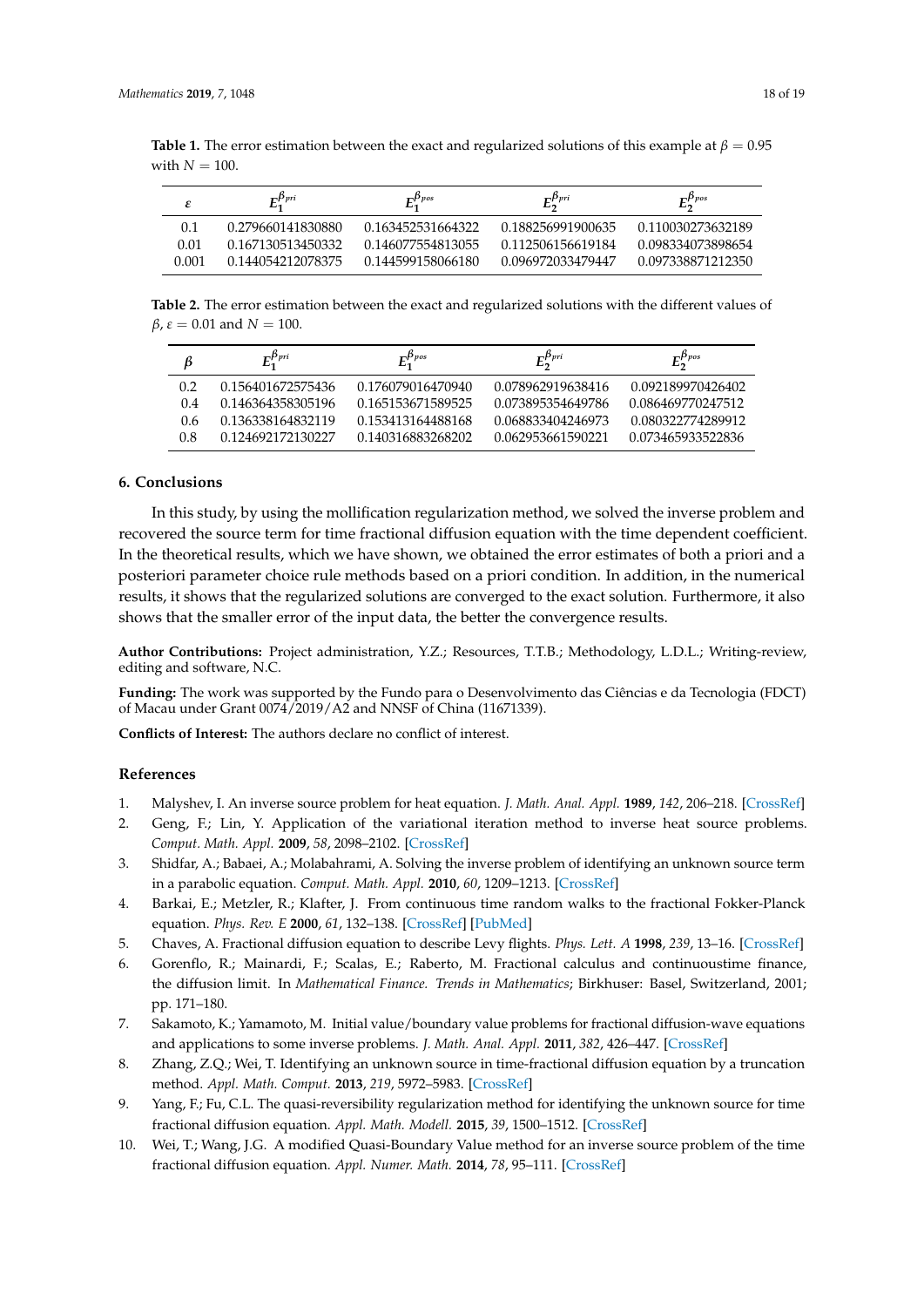**Table 1.** The error estimation between the exact and regularized solutions of this example at $\beta = 0.95$ with $N = 100$.

| $\varepsilon$ | $E_1^{\beta_{pri}}$ | $E_1^{\beta_{pos}}$ | $E_2^{\beta_{pri}}$ | $E_2^{\beta_{pos}}$ |
|---|---|---|---|---|
| 0.1 | 0.279660141830880 | 0.163452531664322 | 0.188256991900635 | 0.110030273632189 |
| 0.01 | 0.167130513450332 | 0.146077554813055 | 0.112506156619184 | 0.098334073898654 |
| 0.001 | 0.144054212078375 | 0.144599158066180 | 0.096972033479447 | 0.097338871212350 |

**Table 2.** The error estimation between the exact and regularized solutions with the different values of $\beta$, $\varepsilon = 0.01$ and $N = 100$.

| $\beta$ | $E_1^{\beta_{pri}}$ | $E_1^{\beta_{pos}}$ | $E_2^{\beta_{pri}}$ | $E_2^{\beta_{pos}}$ |
|---|---|---|---|---|
| 0.2 | 0.156401672575436 | 0.176079016470940 | 0.078962919638416 | 0.092189970426402 |
| 0.4 | 0.146364358305196 | 0.165153671589525 | 0.073895354649786 | 0.086469770247512 |
| 0.6 | 0.136338164832119 | 0.153413164488168 | 0.068833404246973 | 0.080322774289912 |
| 0.8 | 0.124692172130227 | 0.140316883268202 | 0.062953661590221 | 0.073465933522836 |

## 6. Conclusions

In this study, by using the mollification regularization method, we solved the inverse problem and recovered the source term for time fractional diffusion equation with the time dependent coefficient. In the theoretical results, which we have shown, we obtained the error estimates of both a priori and a posteriori parameter choice rule methods based on a priori condition. In addition, in the numerical results, it shows that the regularized solutions are converged to the exact solution. Furthermore, it also shows that the smaller error of the input data, the better the convergence results.

**Author Contributions:** Project administration, Y.Z.; Resources, T.T.B.; Methodology, L.D.L.; Writing-review, editing and software, N.C.

**Funding:** The work was supported by the Fundo para o Desenvolvimento das Ciências e da Tecnologia (FDCT) of Macau under Grant 0074/2019/A2 and NNSF of China (11671339).

**Conflicts of Interest:** The authors declare no conflict of interest.

## References

1. Malyshev, I. An inverse source problem for heat equation. *J. Math. Anal. Appl.* **1989**, *142*, 206–218. [CrossRef]
2. Geng, F.; Lin, Y. Application of the variational iteration method to inverse heat source problems. *Comput. Math. Appl.* **2009**, *58*, 2098–2102. [CrossRef]
3. Shidfar, A.; Babaei, A.; Molabahrami, A. Solving the inverse problem of identifying an unknown source term in a parabolic equation. *Comput. Math. Appl.* **2010**, *60*, 1209–1213. [CrossRef]
4. Barkai, E.; Metzler, R.; Klafter, J. From continuous time random walks to the fractional Fokker-Planck equation. *Phys. Rev. E* **2000**, *61*, 132–138. [CrossRef] [PubMed]
5. Chaves, A. Fractional diffusion equation to describe Levy flights. *Phys. Lett. A* **1998**, *239*, 13–16. [CrossRef]
6. Gorenflo, R.; Mainardi, F.; Scalas, E.; Raberto, M. Fractional calculus and continuoustime finance, the diffusion limit. In *Mathematical Finance. Trends in Mathematics*; Birkhuser: Basel, Switzerland, 2001; pp. 171–180.
7. Sakamoto, K.; Yamamoto, M. Initial value/boundary value problems for fractional diffusion-wave equations and applications to some inverse problems. *J. Math. Anal. Appl.* **2011**, *382*, 426–447. [CrossRef]
8. Zhang, Z.Q.; Wei, T. Identifying an unknown source in time-fractional diffusion equation by a truncation method. *Appl. Math. Comput.* **2013**, *219*, 5972–5983. [CrossRef]
9. Yang, F.; Fu, C.L. The quasi-reversibility regularization method for identifying the unknown source for time fractional diffusion equation. *Appl. Math. Modell.* **2015**, *39*, 1500–1512. [CrossRef]
10. Wei, T.; Wang, J.G. A modified Quasi-Boundary Value method for an inverse source problem of the time fractional diffusion equation. *Appl. Numer. Math.* **2014**, *78*, 95–111. [CrossRef]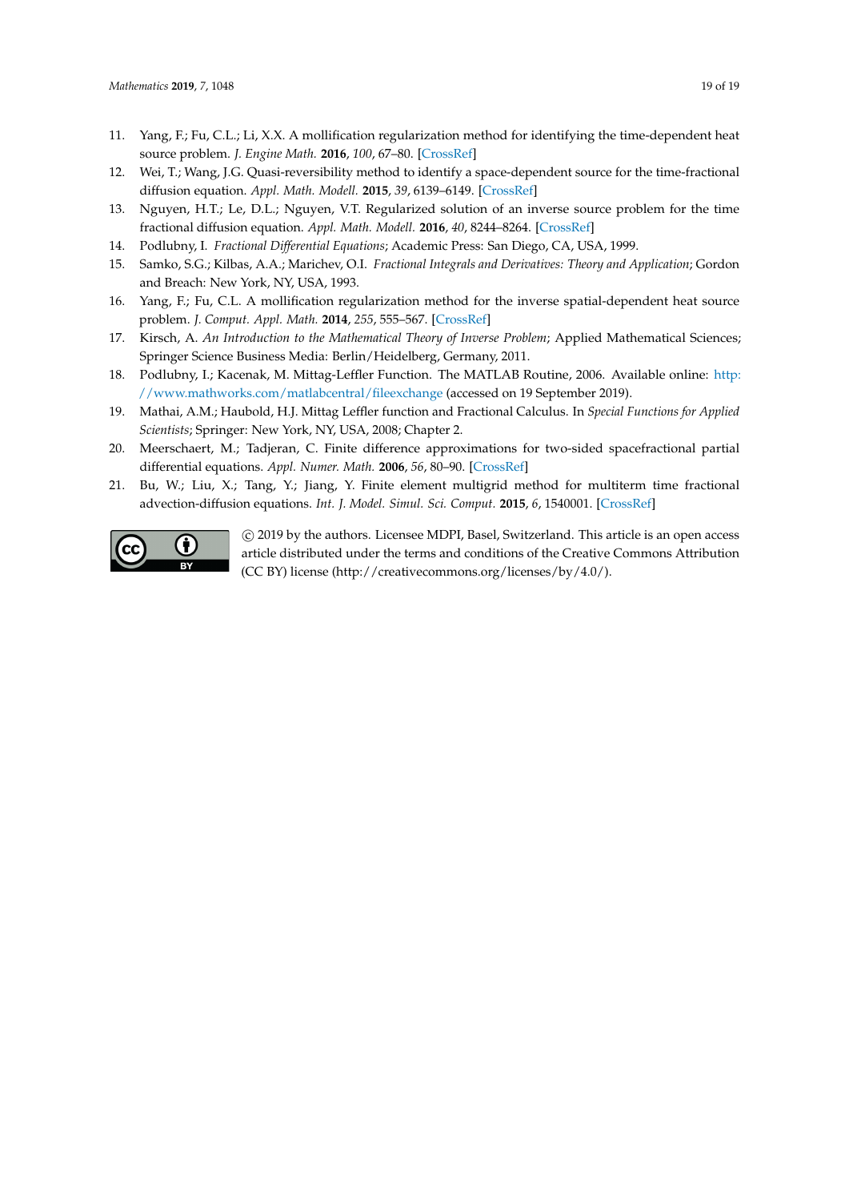11. Yang, F.; Fu, C.L.; Li, X.X. A mollification regularization method for identifying the time-dependent heat source problem. *J. Engine Math.* **2016**, *100*, 67–80. [CrossRef]
12. Wei, T.; Wang, J.G. Quasi-reversibility method to identify a space-dependent source for the time-fractional diffusion equation. *Appl. Math. Modell.* **2015**, *39*, 6139–6149. [CrossRef]
13. Nguyen, H.T.; Le, D.L.; Nguyen, V.T. Regularized solution of an inverse source problem for the time fractional diffusion equation. *Appl. Math. Modell.* **2016**, *40*, 8244–8264. [CrossRef]
14. Podlubny, I. *Fractional Differential Equations*; Academic Press: San Diego, CA, USA, 1999.
15. Samko, S.G.; Kilbas, A.A.; Marichev, O.I. *Fractional Integrals and Derivatives: Theory and Application*; Gordon and Breach: New York, NY, USA, 1993.
16. Yang, F.; Fu, C.L. A mollification regularization method for the inverse spatial-dependent heat source problem. *J. Comput. Appl. Math.* **2014**, *255*, 555–567. [CrossRef]
17. Kirsch, A. *An Introduction to the Mathematical Theory of Inverse Problem*; Applied Mathematical Sciences; Springer Science Business Media: Berlin/Heidelberg, Germany, 2011.
18. Podlubny, I.; Kacenak, M. Mittag-Leffler Function. The MATLAB Routine, 2006. Available online: http://www.mathworks.com/matlabcentral/fileexchange (accessed on 19 September 2019).
19. Mathai, A.M.; Haubold, H.J. Mittag Leffler function and Fractional Calculus. In *Special Functions for Applied Scientists*; Springer: New York, NY, USA, 2008; Chapter 2.
20. Meerschaert, M.; Tadjeran, C. Finite difference approximations for two-sided spacefractional partial differential equations. *Appl. Numer. Math.* **2006**, *56*, 80–90. [CrossRef]
21. Bu, W.; Liu, X.; Tang, Y.; Jiang, Y. Finite element multigrid method for multiterm time fractional advection-diffusion equations. *Int. J. Model. Simul. Sci. Comput.* **2015**, *6*, 1540001. [CrossRef]

© 2019 by the authors. Licensee MDPI, Basel, Switzerland. This article is an open access article distributed under the terms and conditions of the Creative Commons Attribution (CC BY) license (http://creativecommons.org/licenses/by/4.0/).